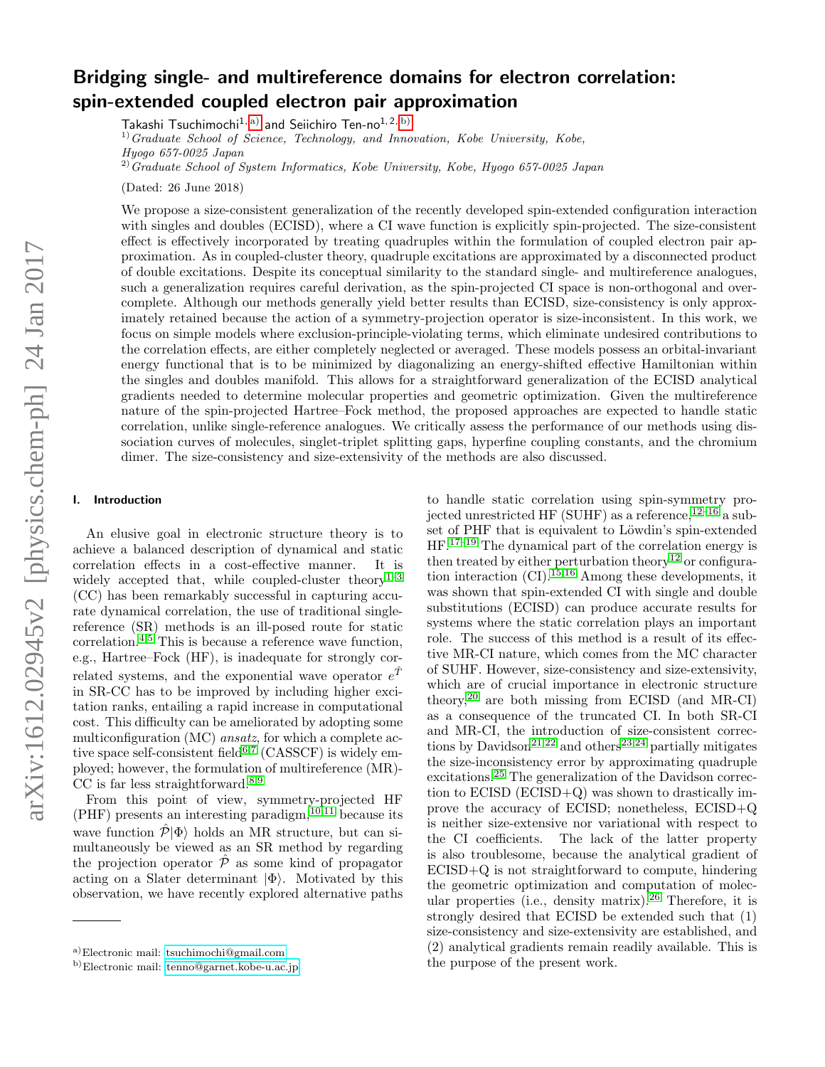# Bridging single- and multireference domains for electron correlation: spin-extended coupled electron pair approximation

Takashi Tsuchimochi[1,a)] and Seiichiro Ten-no[1,2,b)]

[1)] *Graduate School of Science, Technology, and Innovation, Kobe University, Kobe, Hyogo 657-0025 Japan*

[2)] *Graduate School of System Informatics, Kobe University, Kobe, Hyogo 657-0025 Japan*

(Dated: 26 June 2018)

We propose a size-consistent generalization of the recently developed spin-extended configuration interaction with singles and doubles (ECISD), where a CI wave function is explicitly spin-projected. The size-consistent effect is effectively incorporated by treating quadruples within the formulation of coupled electron pair approximation. As in coupled-cluster theory, quadruple excitations are approximated by a disconnected product of double excitations. Despite its conceptual similarity to the standard single- and multireference analogues, such a generalization requires careful derivation, as the spin-projected CI space is non-orthogonal and overcomplete. Although our methods generally yield better results than ECISD, size-consistency is only approximately retained because the action of a symmetry-projection operator is size-inconsistent. In this work, we focus on simple models where exclusion-principle-violating terms, which eliminate undesired contributions to the correlation effects, are either completely neglected or averaged. These models possess an orbital-invariant energy functional that is to be minimized by diagonalizing an energy-shifted effective Hamiltonian within the singles and doubles manifold. This allows for a straightforward generalization of the ECISD analytical gradients needed to determine molecular properties and geometric optimization. Given the multireference nature of the spin-projected Hartree–Fock method, the proposed approaches are expected to handle static correlation, unlike single-reference analogues. We critically assess the performance of our methods using dissociation curves of molecules, singlet-triplet splitting gaps, hyperfine coupling constants, and the chromium dimer. The size-consistency and size-extensivity of the methods are also discussed.

## I. Introduction

An elusive goal in electronic structure theory is to achieve a balanced description of dynamical and static correlation effects in a cost-effective manner. It is widely accepted that, while coupled-cluster theory[1–3] (CC) has been remarkably successful in capturing accurate dynamical correlation, the use of traditional single-reference (SR) methods is an ill-posed route for static correlation.[4,5] This is because a reference wave function, e.g., Hartree–Fock (HF), is inadequate for strongly correlated systems, and the exponential wave operator $e^{\hat{T}}$ in SR-CC has to be improved by including higher excitation ranks, entailing a rapid increase in computational cost. This difficulty can be ameliorated by adopting some multiconfiguration (MC) *ansatz*, for which a complete active space self-consistent field[6,7] (CASSCF) is widely employed; however, the formulation of multireference (MR)-CC is far less straightforward.[8,9]

From this point of view, symmetry-projected HF (PHF) presents an interesting paradigm,[10,11] because its wave function $\hat{\mathcal{P}}|\Phi\rangle$ holds an MR structure, but can simultaneously be viewed as an SR method by regarding the projection operator $\hat{\mathcal{P}}$ as some kind of propagator acting on a Slater determinant $|\Phi\rangle$. Motivated by this observation, we have recently explored alternative paths to handle static correlation using spin-symmetry projected unrestricted HF (SUHF) as a reference,[12–16] a subset of PHF that is equivalent to Löwdin's spin-extended HF.[17–19] The dynamical part of the correlation energy is then treated by either perturbation theory[12] or configuration interaction (CI).[15,16] Among these developments, it was shown that spin-extended CI with single and double substitutions (ECISD) can produce accurate results for systems where the static correlation plays an important role. The success of this method is a result of its effective MR-CI nature, which comes from the MC character of SUHF. However, size-consistency and size-extensivity, which are of crucial importance in electronic structure theory,[20] are both missing from ECISD (and MR-CI) as a consequence of the truncated CI. In both SR-CI and MR-CI, the introduction of size-consistent corrections by Davidson[21,22] and others[23,24] partially mitigates the size-inconsistency error by approximating quadruple excitations.[25] The generalization of the Davidson correction to ECISD (ECISD+Q) was shown to drastically improve the accuracy of ECISD; nonetheless, ECISD+Q is neither size-extensive nor variational with respect to the CI coefficients. The lack of the latter property is also troublesome, because the analytical gradient of ECISD+Q is not straightforward to compute, hindering the geometric optimization and computation of molecular properties (i.e., density matrix).[26] Therefore, it is strongly desired that ECISD be extended such that (1) size-consistency and size-extensivity are established, and (2) analytical gradients remain readily available. This is the purpose of the present work.

---

[a)] Electronic mail: tsuchimochi@gmail.com

[b)] Electronic mail: tenno@garnet.kobe-u.ac.jp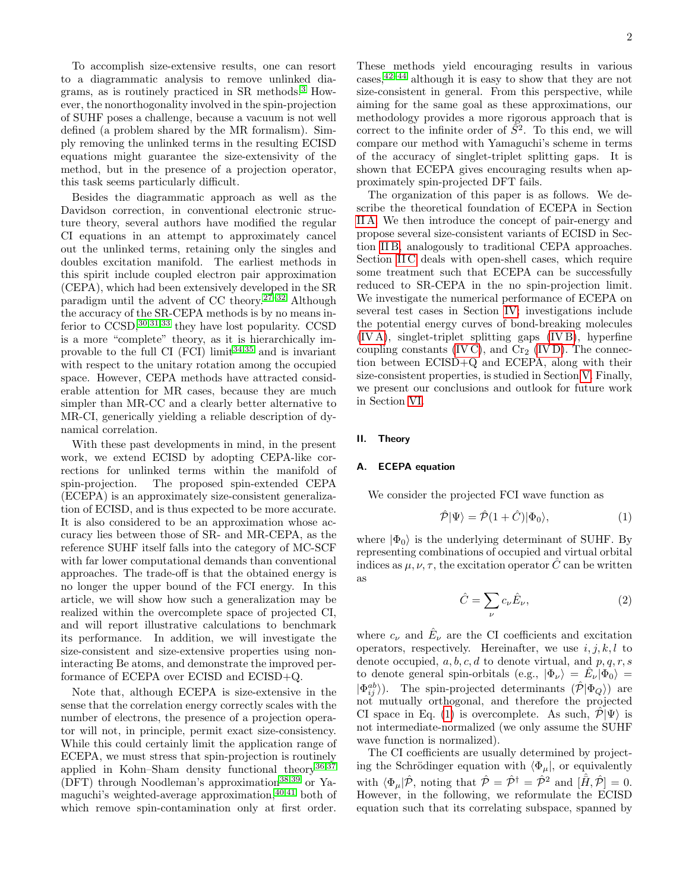To accomplish size-extensive results, one can resort to a diagrammatic analysis to remove unlinked diagrams, as is routinely practiced in SR methods.[3] However, the nonorthogonality involved in the spin-projection of SUHF poses a challenge, because a vacuum is not well defined (a problem shared by the MR formalism). Simply removing the unlinked terms in the resulting ECISD equations might guarantee the size-extensivity of the method, but in the presence of a projection operator, this task seems particularly difficult.

Besides the diagrammatic approach as well as the Davidson correction, in conventional electronic structure theory, several authors have modified the regular CI equations in an attempt to approximately cancel out the unlinked terms, retaining only the singles and doubles excitation manifold. The earliest methods in this spirit include coupled electron pair approximation (CEPA), which had been extensively developed in the SR paradigm until the advent of CC theory.[27–32] Although the accuracy of the SR-CEPA methods is by no means inferior to CCSD,[30,31,33] they have lost popularity. CCSD is a more "complete" theory, as it is hierarchically improvable to the full CI (FCI) limit[34,35] and is invariant with respect to the unitary rotation among the occupied space. However, CEPA methods have attracted considerable attention for MR cases, because they are much simpler than MR-CC and a clearly better alternative to MR-CI, generically yielding a reliable description of dynamical correlation.

With these past developments in mind, in the present work, we extend ECISD by adopting CEPA-like corrections for unlinked terms within the manifold of spin-projection. The proposed spin-extended CEPA (ECEPA) is an approximately size-consistent generalization of ECISD, and is thus expected to be more accurate. It is also considered to be an approximation whose accuracy lies between those of SR- and MR-CEPA, as the reference SUHF itself falls into the category of MC-SCF with far lower computational demands than conventional approaches. The trade-off is that the obtained energy is no longer the upper bound of the FCI energy. In this article, we will show how such a generalization may be realized within the overcomplete space of projected CI, and will report illustrative calculations to benchmark its performance. In addition, we will investigate the size-consistent and size-extensive properties using non-interacting Be atoms, and demonstrate the improved performance of ECEPA over ECISD and ECISD+Q.

Note that, although ECEPA is size-extensive in the sense that the correlation energy correctly scales with the number of electrons, the presence of a projection operator will not, in principle, permit exact size-consistency. While this could certainly limit the application range of ECEPA, we must stress that spin-projection is routinely applied in Kohn–Sham density functional theory[36,37] (DFT) through Noodleman's approximation[38,39] or Yamaguchi's weighted-average approximation,[40,41] both of which remove spin-contamination only at first order. These methods yield encouraging results in various cases,[42–44] although it is easy to show that they are not size-consistent in general. From this perspective, while aiming for the same goal as these approximations, our methodology provides a more rigorous approach that is correct to the infinite order of $\hat{S}^2$. To this end, we will compare our method with Yamaguchi's scheme in terms of the accuracy of singlet-triplet splitting gaps. It is shown that ECEPA gives encouraging results when approximately spin-projected DFT fails.

The organization of this paper is as follows. We describe the theoretical foundation of ECEPA in Section II A. We then introduce the concept of pair-energy and propose several size-consistent variants of ECISD in Section II B, analogously to traditional CEPA approaches. Section II C deals with open-shell cases, which require some treatment such that ECEPA can be successfully reduced to SR-CEPA in the no spin-projection limit. We investigate the numerical performance of ECEPA on several test cases in Section IV; investigations include the potential energy curves of bond-breaking molecules (IV A), singlet-triplet splitting gaps (IV B), hyperfine coupling constants (IV C), and $Cr_2$ (IV D). The connection between ECISD+Q and ECEPA, along with their size-consistent properties, is studied in Section V. Finally, we present our conclusions and outlook for future work in Section VI.

## II. Theory

### A. ECEPA equation

We consider the projected FCI wave function as

$$\hat{\mathcal{P}}|\Psi\rangle = \hat{\mathcal{P}}(1 + \hat{C})|\Phi_0\rangle, \tag{1}$$

where $|\Phi_0\rangle$ is the underlying determinant of SUHF. By representing combinations of occupied and virtual orbital indices as $\mu, \nu, \tau$, the excitation operator $\hat{C}$ can be written as

$$\hat{C} = \sum_\nu c_\nu \hat{E}_\nu, \tag{2}$$

where $c_\nu$ and $\hat{E}_\nu$ are the CI coefficients and excitation operators, respectively. Hereinafter, we use $i, j, k, l$ to denote occupied, $a, b, c, d$ to denote virtual, and $p, q, r, s$ to denote general spin-orbitals (e.g., $|\Phi_\nu\rangle = \hat{E}_\nu|\Phi_0\rangle = |\Phi_{ij}^{ab}\rangle$). The spin-projected determinants ($\hat{\mathcal{P}}|\Phi_Q\rangle$) are not mutually orthogonal, and therefore the projected CI space in Eq. (1) is overcomplete. As such, $\hat{\mathcal{P}}|\Psi\rangle$ is not intermediate-normalized (we only assume the SUHF wave function is normalized).

The CI coefficients are usually determined by projecting the Schrödinger equation with $\langle\Phi_\mu|$, or equivalently with $\langle\Phi_\mu|\hat{\mathcal{P}}$, noting that $\hat{\mathcal{P}} = \hat{\mathcal{P}}^\dagger = \hat{\mathcal{P}}^2$ and $[\hat{H}, \hat{\mathcal{P}}] = 0$. However, in the following, we reformulate the ECISD equation such that its correlating subspace, spanned by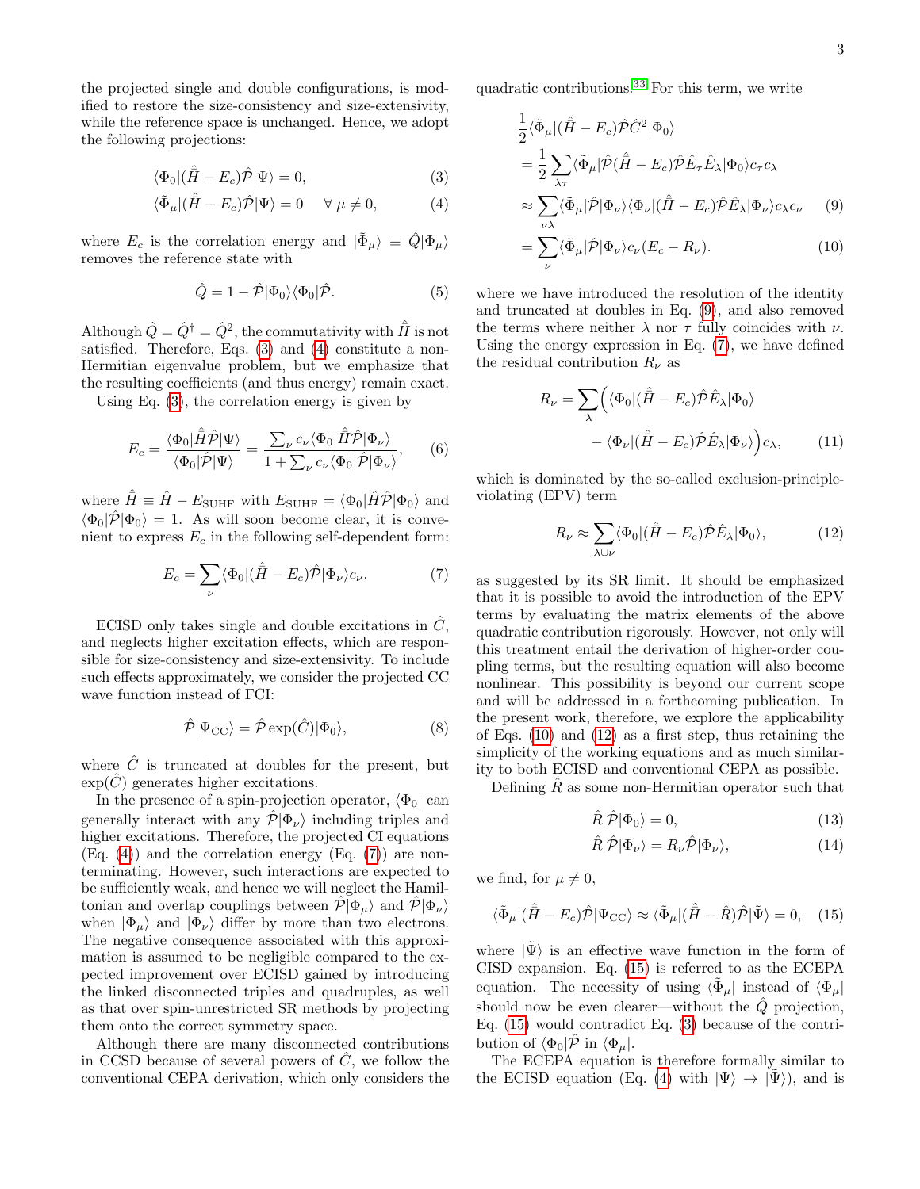the projected single and double configurations, is modified to restore the size-consistency and size-extensivity, while the reference space is unchanged. Hence, we adopt the following projections:

$$\langle \Phi_0 | (\hat{H} - E_c)\hat{\mathcal{P}} | \Psi \rangle = 0, \tag{3}$$

$$\langle \tilde{\Phi}_\mu | (\hat{H} - E_c)\hat{\mathcal{P}} | \Psi \rangle = 0 \quad \forall\, \mu \neq 0, \tag{4}$$

where $E_c$ is the correlation energy and $|\tilde{\Phi}_\mu\rangle \equiv \hat{Q}|\Phi_\mu\rangle$ removes the reference state with

$$\hat{Q} = 1 - \hat{\mathcal{P}}|\Phi_0\rangle\langle\Phi_0|\hat{\mathcal{P}}. \tag{5}$$

Although $\hat{Q} = \hat{Q}^\dagger = \hat{Q}^2$, the commutativity with $\hat{H}$ is not satisfied. Therefore, Eqs. (3) and (4) constitute a non-Hermitian eigenvalue problem, but we emphasize that the resulting coefficients (and thus energy) remain exact.

Using Eq. (3), the correlation energy is given by

$$E_c = \frac{\langle \Phi_0 | \hat{\bar{H}} \hat{\mathcal{P}} | \Psi \rangle}{\langle \Phi_0 | \hat{\mathcal{P}} | \Psi \rangle} = \frac{\sum_\nu c_\nu \langle \Phi_0 | \hat{\bar{H}} \hat{\mathcal{P}} | \Phi_\nu \rangle}{1 + \sum_\nu c_\nu \langle \Phi_0 | \hat{\mathcal{P}} | \Phi_\nu \rangle}, \tag{6}$$

where $\hat{\bar{H}} \equiv \hat{H} - E_{\rm SUHF}$ with $E_{\rm SUHF} = \langle \Phi_0 | \hat{H} \hat{\mathcal{P}} | \Phi_0 \rangle$ and $\langle \Phi_0 | \hat{\mathcal{P}} | \Phi_0 \rangle = 1$. As will soon become clear, it is convenient to express $E_c$ in the following self-dependent form:

$$E_c = \sum_\nu \langle \Phi_0 | (\hat{\bar{H}} - E_c)\hat{\mathcal{P}} | \Phi_\nu \rangle c_\nu. \tag{7}$$

ECISD only takes single and double excitations in $\hat{C}$, and neglects higher excitation effects, which are responsible for size-consistency and size-extensivity. To include such effects approximately, we consider the projected CC wave function instead of FCI:

$$\hat{\mathcal{P}}|\Psi_{\rm CC}\rangle = \hat{\mathcal{P}} \exp(\hat{C})|\Phi_0\rangle, \tag{8}$$

where $\hat{C}$ is truncated at doubles for the present, but $\exp(\hat{C})$ generates higher excitations.

In the presence of a spin-projection operator, $\langle \Phi_0|$ can generally interact with any $\hat{\mathcal{P}}|\Phi_\nu\rangle$ including triples and higher excitations. Therefore, the projected CI equations (Eq. (4)) and the correlation energy (Eq. (7)) are non-terminating. However, such interactions are expected to be sufficiently weak, and hence we will neglect the Hamiltonian and overlap couplings between $\hat{\mathcal{P}}|\Phi_\mu\rangle$ and $\hat{\mathcal{P}}|\Phi_\nu\rangle$ when $|\Phi_\mu\rangle$ and $|\Phi_\nu\rangle$ differ by more than two electrons. The negative consequence associated with this approximation is assumed to be negligible compared to the expected improvement over ECISD gained by introducing the linked disconnected triples and quadruples, as well as that over spin-unrestricted SR methods by projecting them onto the correct symmetry space.

Although there are many disconnected contributions in CCSD because of several powers of $\hat{C}$, we follow the conventional CEPA derivation, which only considers the quadratic contributions.[33] For this term, we write

$$\begin{aligned}
&\frac{1}{2}\langle \tilde{\Phi}_\mu | (\hat{H} - E_c)\hat{\mathcal{P}}\hat{C}^2 | \Phi_0 \rangle \\
&= \frac{1}{2}\sum_{\lambda\tau} \langle \tilde{\Phi}_\mu | \hat{\mathcal{P}}(\hat{\bar{H}} - E_c)\hat{\mathcal{P}}\hat{E}_\tau \hat{E}_\lambda | \Phi_0 \rangle c_\tau c_\lambda \\
&\approx \sum_{\nu\lambda} \langle \tilde{\Phi}_\mu | \hat{\mathcal{P}} | \Phi_\nu \rangle \langle \Phi_\nu | (\hat{\bar{H}} - E_c)\hat{\mathcal{P}}\hat{E}_\lambda | \Phi_\nu \rangle c_\lambda c_\nu \qquad (9) \\
&= \sum_\nu \langle \tilde{\Phi}_\mu | \hat{\mathcal{P}} | \Phi_\nu \rangle c_\nu (E_c - R_\nu). \qquad (10)
\end{aligned}$$

where we have introduced the resolution of the identity and truncated at doubles in Eq. (9), and also removed the terms where neither $\lambda$ nor $\tau$ fully coincides with $\nu$. Using the energy expression in Eq. (7), we have defined the residual contribution $R_\nu$ as

$$\begin{aligned}
R_\nu = \sum_\lambda \Big( &\langle \Phi_0 | (\hat{\bar{H}} - E_c)\hat{\mathcal{P}}\hat{E}_\lambda | \Phi_0 \rangle \\
&- \langle \Phi_\nu | (\hat{\bar{H}} - E_c)\hat{\mathcal{P}}\hat{E}_\lambda | \Phi_\nu \rangle \Big) c_\lambda, \qquad (11)
\end{aligned}$$

which is dominated by the so-called exclusion-principle-violating (EPV) term

$$R_\nu \approx \sum_{\lambda \cup \nu} \langle \Phi_0 | (\hat{\bar{H}} - E_c)\hat{\mathcal{P}}\hat{E}_\lambda | \Phi_0 \rangle, \tag{12}$$

as suggested by its SR limit. It should be emphasized that it is possible to avoid the introduction of the EPV terms by evaluating the matrix elements of the above quadratic contribution rigorously. However, not only will this treatment entail the derivation of higher-order coupling terms, but the resulting equation will also become nonlinear. This possibility is beyond our current scope and will be addressed in a forthcoming publication. In the present work, therefore, we explore the applicability of Eqs. (10) and (12) as a first step, thus retaining the simplicity of the working equations and as much similarity to both ECISD and conventional CEPA as possible.

Defining $\hat{R}$ as some non-Hermitian operator such that

$$\hat{R}\,\hat{\mathcal{P}}|\Phi_0\rangle = 0, \tag{13}$$

$$\hat{R}\,\hat{\mathcal{P}}|\Phi_\nu\rangle = R_\nu \hat{\mathcal{P}}|\Phi_\nu\rangle, \tag{14}$$

we find, for $\mu \neq 0$,

$$\langle \tilde{\Phi}_\mu | (\hat{\bar{H}} - E_c)\hat{\mathcal{P}} | \Psi_{\rm CC} \rangle \approx \langle \tilde{\Phi}_\mu | (\hat{\bar{H}} - \hat{R})\hat{\mathcal{P}} | \tilde{\Psi} \rangle = 0, \tag{15}$$

where $|\tilde{\Psi}\rangle$ is an effective wave function in the form of CISD expansion. Eq. (15) is referred to as the ECEPA equation. The necessity of using $\langle \tilde{\Phi}_\mu|$ instead of $\langle \Phi_\mu|$ should now be even clearer—without the $\hat{Q}$ projection, Eq. (15) would contradict Eq. (3) because of the contribution of $\langle \Phi_0|\hat{\mathcal{P}}$ in $\langle \Phi_\mu|$.

The ECEPA equation is therefore formally similar to the ECISD equation (Eq. (4) with $|\Psi\rangle \rightarrow |\tilde{\Psi}\rangle$), and is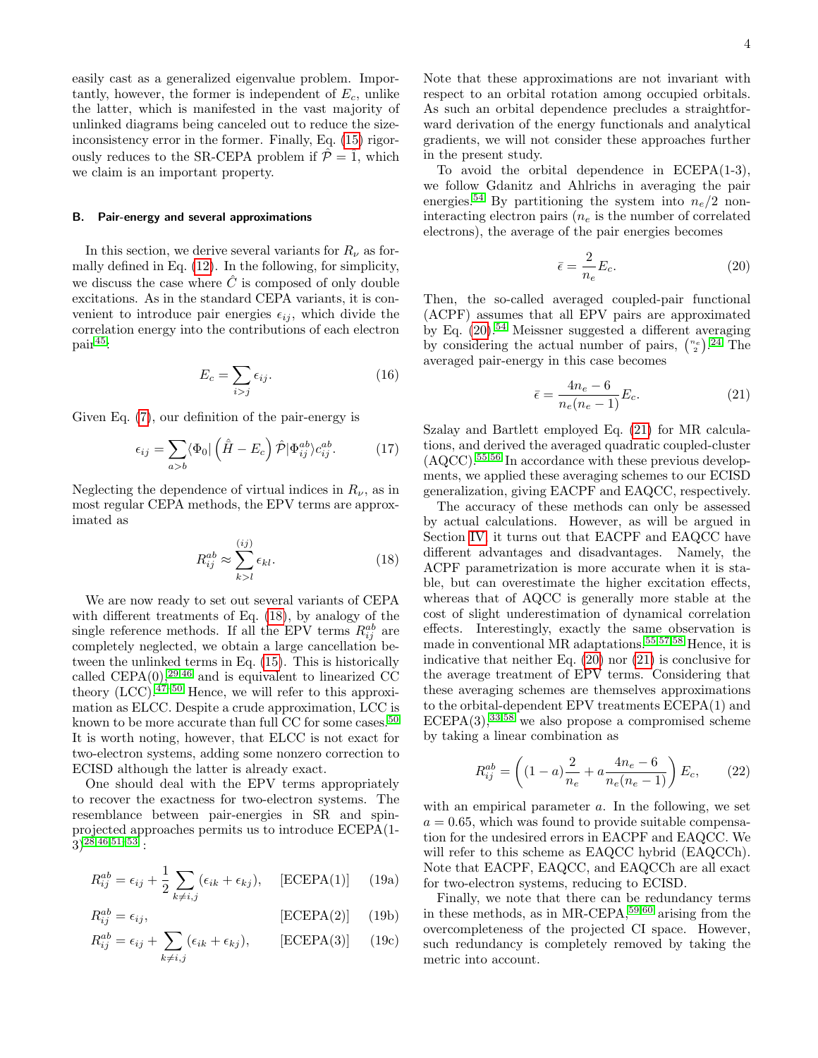easily cast as a generalized eigenvalue problem. Importantly, however, the former is independent of $E_c$, unlike the latter, which is manifested in the vast majority of unlinked diagrams being canceled out to reduce the size-inconsistency error in the former. Finally, Eq. (15) rigorously reduces to the SR-CEPA problem if $\hat{\mathcal{P}} = 1$, which we claim is an important property.

### B. Pair-energy and several approximations

In this section, we derive several variants for $R_\nu$ as formally defined in Eq. (12). In the following, for simplicity, we discuss the case where $\hat{C}$ is composed of only double excitations. As in the standard CEPA variants, it is convenient to introduce pair energies $\epsilon_{ij}$, which divide the correlation energy into the contributions of each electron pair[45]:

$$E_c = \sum_{i>j} \epsilon_{ij}. \tag{16}$$

Given Eq. (7), our definition of the pair-energy is

$$\epsilon_{ij} = \sum_{a>b} \langle \Phi_0 | \left( \hat{H} - E_c \right) \hat{\mathcal{P}} | \Phi_{ij}^{ab} \rangle c_{ij}^{ab}. \tag{17}$$

Neglecting the dependence of virtual indices in $R_\nu$, as in most regular CEPA methods, the EPV terms are approximated as

$$R_{ij}^{ab} \approx \sum_{k>l}^{(ij)} \epsilon_{kl}. \tag{18}$$

We are now ready to set out several variants of CEPA with different treatments of Eq. (18), by analogy of the single reference methods. If all the EPV terms $R_{ij}^{ab}$ are completely neglected, we obtain a large cancellation between the unlinked terms in Eq. (15). This is historically called CEPA(0),[29,46] and is equivalent to linearized CC theory (LCC).[47–50] Hence, we will refer to this approximation as ELCC. Despite a crude approximation, LCC is known to be more accurate than full CC for some cases.[50] It is worth noting, however, that ELCC is not exact for two-electron systems, adding some nonzero correction to ECISD although the latter is already exact.

One should deal with the EPV terms appropriately to recover the exactness for two-electron systems. The resemblance between pair-energies in SR and spin-projected approaches permits us to introduce ECEPA(1-3)[28,46,51–53]:

$$R_{ij}^{ab} = \epsilon_{ij} + \frac{1}{2} \sum_{k \neq i,j} (\epsilon_{ik} + \epsilon_{kj}), \qquad \text{[ECEPA(1)]} \tag{19a}$$

$$R_{ij}^{ab} = \epsilon_{ij}, \qquad \text{[ECEPA(2)]} \tag{19b}$$

$$R_{ij}^{ab} = \epsilon_{ij} + \sum_{k \neq i,j} (\epsilon_{ik} + \epsilon_{kj}), \qquad \text{[ECEPA(3)]} \tag{19c}$$

Note that these approximations are not invariant with respect to an orbital rotation among occupied orbitals. As such an orbital dependence precludes a straightforward derivation of the energy functionals and analytical gradients, we will not consider these approaches further in the present study.

To avoid the orbital dependence in ECEPA(1-3), we follow Gdanitz and Ahlrichs in averaging the pair energies.[54] By partitioning the system into $n_e/2$ non-interacting electron pairs ($n_e$ is the number of correlated electrons), the average of the pair energies becomes

$$\bar{\epsilon} = \frac{2}{n_e} E_c. \tag{20}$$

Then, the so-called averaged coupled-pair functional (ACPF) assumes that all EPV pairs are approximated by Eq. (20).[54] Meissner suggested a different averaging by considering the actual number of pairs, $\binom{n_e}{2}$.[24] The averaged pair-energy in this case becomes

$$\bar{\epsilon} = \frac{4n_e - 6}{n_e(n_e - 1)} E_c. \tag{21}$$

Szalay and Bartlett employed Eq. (21) for MR calculations, and derived the averaged quadratic coupled-cluster (AQCC).[55,56] In accordance with these previous developments, we applied these averaging schemes to our ECISD generalization, giving EACPF and EAQCC, respectively.

The accuracy of these methods can only be assessed by actual calculations. However, as will be argued in Section IV, it turns out that EACPF and EAQCC have different advantages and disadvantages. Namely, the ACPF parametrization is more accurate when it is stable, but can overestimate the higher excitation effects, whereas that of AQCC is generally more stable at the cost of slight underestimation of dynamical correlation effects. Interestingly, exactly the same observation is made in conventional MR adaptations.[55,57,58] Hence, it is indicative that neither Eq. (20) nor (21) is conclusive for the average treatment of EPV terms. Considering that these averaging schemes are themselves approximations to the orbital-dependent EPV treatments ECEPA(1) and ECEPA(3),[33,58] we also propose a compromised scheme by taking a linear combination as

$$R_{ij}^{ab} = \left( (1-a) \frac{2}{n_e} + a \frac{4n_e - 6}{n_e(n_e - 1)} \right) E_c, \tag{22}$$

with an empirical parameter $a$. In the following, we set $a = 0.65$, which was found to provide suitable compensation for the undesired errors in EACPF and EAQCC. We will refer to this scheme as EAQCC hybrid (EAQCCh). Note that EACPF, EAQCC, and EAQCCh are all exact for two-electron systems, reducing to ECISD.

Finally, we note that there can be redundancy terms in these methods, as in MR-CEPA,[59,60] arising from the overcompleteness of the projected CI space. However, such redundancy is completely removed by taking the metric into account.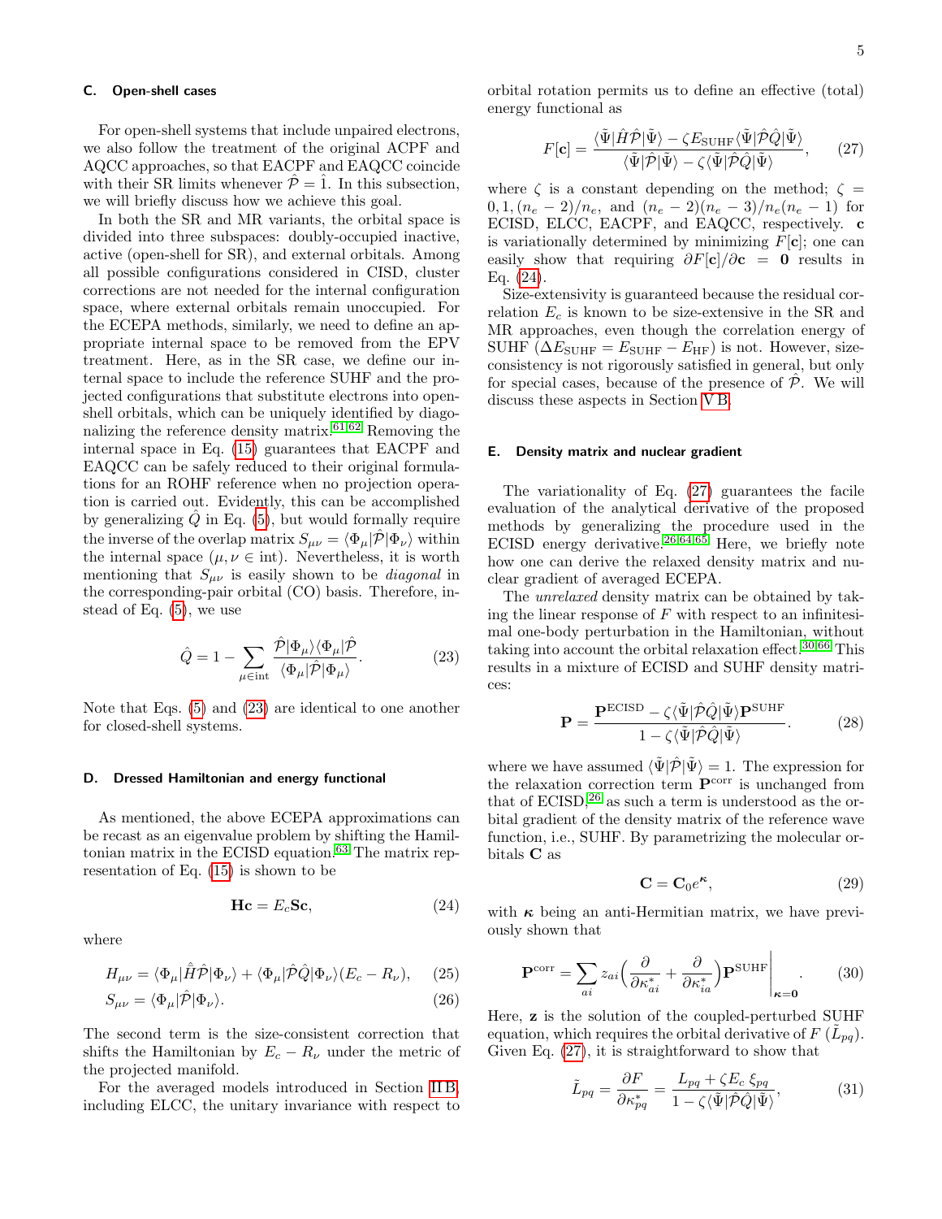### C. Open-shell cases

For open-shell systems that include unpaired electrons, we also follow the treatment of the original ACPF and AQCC approaches, so that EACPF and EAQCC coincide with their SR limits whenever $\hat{\mathcal{P}} = \hat{1}$. In this subsection, we will briefly discuss how we achieve this goal.

In both the SR and MR variants, the orbital space is divided into three subspaces: doubly-occupied inactive, active (open-shell for SR), and external orbitals. Among all possible configurations considered in CISD, cluster corrections are not needed for the internal configuration space, where external orbitals remain unoccupied. For the ECEPA methods, similarly, we need to define an appropriate internal space to be removed from the EPV treatment. Here, as in the SR case, we define our internal space to include the reference SUHF and the projected configurations that substitute electrons into open-shell orbitals, which can be uniquely identified by diagonalizing the reference density matrix.[61,62] Removing the internal space in Eq. (15) guarantees that EACPF and EAQCC can be safely reduced to their original formulations for an ROHF reference when no projection operation is carried out. Evidently, this can be accomplished by generalizing $\hat{Q}$ in Eq. (5), but would formally require the inverse of the overlap matrix $S_{\mu\nu} = \langle\Phi_\mu|\hat{\mathcal{P}}|\Phi_\nu\rangle$ within the internal space ($\mu, \nu \in$ int). Nevertheless, it is worth mentioning that $S_{\mu\nu}$ is easily shown to be *diagonal* in the corresponding-pair orbital (CO) basis. Therefore, instead of Eq. (5), we use

$$\hat{Q} = 1 - \sum_{\mu \in \text{int}} \frac{\hat{\mathcal{P}}|\Phi_\mu\rangle\langle\Phi_\mu|\hat{\mathcal{P}}}{\langle\Phi_\mu|\hat{\mathcal{P}}|\Phi_\mu\rangle}. \tag{23}$$

Note that Eqs. (5) and (23) are identical to one another for closed-shell systems.

### D. Dressed Hamiltonian and energy functional

As mentioned, the above ECEPA approximations can be recast as an eigenvalue problem by shifting the Hamiltonian matrix in the ECISD equation.[63] The matrix representation of Eq. (15) is shown to be

$$\mathbf{Hc} = E_c \mathbf{Sc}, \tag{24}$$

where

$$H_{\mu\nu} = \langle\Phi_\mu|\hat{\bar{H}}\hat{\mathcal{P}}|\Phi_\nu\rangle + \langle\Phi_\mu|\hat{\mathcal{P}}\hat{Q}|\Phi_\nu\rangle(E_c - R_\nu), \tag{25}$$

$$S_{\mu\nu} = \langle\Phi_\mu|\hat{\mathcal{P}}|\Phi_\nu\rangle. \tag{26}$$

The second term is the size-consistent correction that shifts the Hamiltonian by $E_c - R_\nu$ under the metric of the projected manifold.

For the averaged models introduced in Section II B, including ELCC, the unitary invariance with respect to orbital rotation permits us to define an effective (total) energy functional as

$$F[\mathbf{c}] = \frac{\langle\tilde{\Psi}|\hat{H}\hat{\mathcal{P}}|\tilde{\Psi}\rangle - \zeta E_{\text{SUHF}}\langle\tilde{\Psi}|\hat{\mathcal{P}}\hat{Q}|\tilde{\Psi}\rangle}{\langle\tilde{\Psi}|\hat{\mathcal{P}}|\tilde{\Psi}\rangle - \zeta\langle\tilde{\Psi}|\hat{\mathcal{P}}\hat{Q}|\tilde{\Psi}\rangle}, \tag{27}$$

where $\zeta$ is a constant depending on the method; $\zeta = 0, 1, (n_e - 2)/n_e$, and $(n_e - 2)(n_e - 3)/n_e(n_e - 1)$ for ECISD, ELCC, EACPF, and EAQCC, respectively. $\mathbf{c}$ is variationally determined by minimizing $F[\mathbf{c}]$; one can easily show that requiring $\partial F[\mathbf{c}]/\partial\mathbf{c} = \mathbf{0}$ results in Eq. (24).

Size-extensivity is guaranteed because the residual correlation $E_c$ is known to be size-extensive in the SR and MR approaches, even though the correlation energy of SUHF ($\Delta E_{\text{SUHF}} = E_{\text{SUHF}} - E_{\text{HF}}$) is not. However, size-consistency is not rigorously satisfied in general, but only for special cases, because of the presence of $\hat{\mathcal{P}}$. We will discuss these aspects in Section V B.

### E. Density matrix and nuclear gradient

The variationality of Eq. (27) guarantees the facile evaluation of the analytical derivative of the proposed methods by generalizing the procedure used in the ECISD energy derivative.[26,64,65] Here, we briefly note how one can derive the relaxed density matrix and nuclear gradient of averaged ECEPA.

The *unrelaxed* density matrix can be obtained by taking the linear response of $F$ with respect to an infinitesimal one-body perturbation in the Hamiltonian, without taking into account the orbital relaxation effect.[30,66] This results in a mixture of ECISD and SUHF density matrices:

$$\mathbf{P} = \frac{\mathbf{P}^{\text{ECISD}} - \zeta\langle\tilde{\Psi}|\hat{\mathcal{P}}\hat{Q}|\tilde{\Psi}\rangle\mathbf{P}^{\text{SUHF}}}{1 - \zeta\langle\tilde{\Psi}|\hat{\mathcal{P}}\hat{Q}|\tilde{\Psi}\rangle}. \tag{28}$$

where we have assumed $\langle\tilde{\Psi}|\hat{\mathcal{P}}|\tilde{\Psi}\rangle = 1$. The expression for the relaxation correction term $\mathbf{P}^{\text{corr}}$ is unchanged from that of ECISD,[26] as such a term is understood as the orbital gradient of the density matrix of the reference wave function, i.e., SUHF. By parametrizing the molecular orbitals $\mathbf{C}$ as

$$\mathbf{C} = \mathbf{C}_0 e^{\boldsymbol{\kappa}}, \tag{29}$$

with $\boldsymbol{\kappa}$ being an anti-Hermitian matrix, we have previously shown that

$$\mathbf{P}^{\text{corr}} = \sum_{ai} z_{ai}\left(\frac{\partial}{\partial\kappa_{ai}^*} + \frac{\partial}{\partial\kappa_{ia}^*}\right)\mathbf{P}^{\text{SUHF}}\Bigg|_{\boldsymbol{\kappa}=\mathbf{0}}. \tag{30}$$

Here, $\mathbf{z}$ is the solution of the coupled-perturbed SUHF equation, which requires the orbital derivative of $F$ ($\tilde{L}_{pq}$). Given Eq. (27), it is straightforward to show that

$$\tilde{L}_{pq} = \frac{\partial F}{\partial\kappa_{pq}^*} = \frac{L_{pq} + \zeta E_c\,\xi_{pq}}{1 - \zeta\langle\tilde{\Psi}|\hat{\mathcal{P}}\hat{Q}|\tilde{\Psi}\rangle}, \tag{31}$$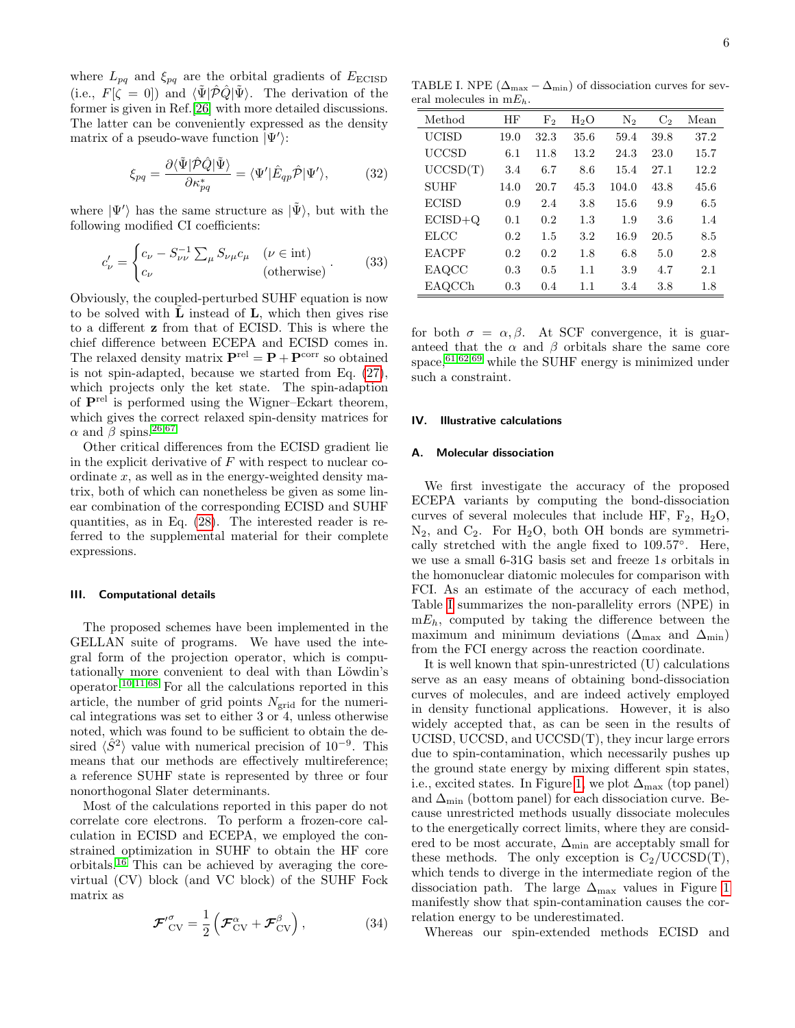where $L_{pq}$ and $\xi_{pq}$ are the orbital gradients of $E_{\rm ECISD}$ (i.e., $F[\zeta = 0]$) and $\langle\tilde{\Psi}|\hat{\mathcal{P}}\hat{Q}|\tilde{\Psi}\rangle$. The derivation of the former is given in Ref.[26] with more detailed discussions. The latter can be conveniently expressed as the density matrix of a pseudo-wave function $|\Psi'\rangle$:

$$\xi_{pq} = \frac{\partial\langle\tilde{\Psi}|\hat{\mathcal{P}}\hat{Q}|\tilde{\Psi}\rangle}{\partial\kappa^*_{pq}} = \langle\Psi'|\hat{E}_{qp}\hat{\mathcal{P}}|\Psi'\rangle, \tag{32}$$

where $|\Psi'\rangle$ has the same structure as $|\tilde{\Psi}\rangle$, but with the following modified CI coefficients:

$$c'_\nu = \begin{cases} c_\nu - S^{-1}_{\nu\nu}\sum_\mu S_{\nu\mu}c_\mu & (\nu \in {\rm int}) \\ c_\nu & ({\rm otherwise}) \end{cases}. \tag{33}$$

Obviously, the coupled-perturbed SUHF equation is now to be solved with $\tilde{\mathbf{L}}$ instead of $\mathbf{L}$, which then gives rise to a different $\mathbf{z}$ from that of ECISD. This is where the chief difference between ECEPA and ECISD comes in. The relaxed density matrix $\mathbf{P}^{\rm rel} = \mathbf{P} + \mathbf{P}^{\rm corr}$ so obtained is not spin-adapted, because we started from Eq. (27), which projects only the ket state. The spin-adaption of $\mathbf{P}^{\rm rel}$ is performed using the Wigner–Eckart theorem, which gives the correct relaxed spin-density matrices for $\alpha$ and $\beta$ spins.[26,67]

Other critical differences from the ECISD gradient lie in the explicit derivative of $F$ with respect to nuclear coordinate $x$, as well as in the energy-weighted density matrix, both of which can nonetheless be given as some linear combination of the corresponding ECISD and SUHF quantities, as in Eq. (28). The interested reader is referred to the supplemental material for their complete expressions.

## III. Computational details

The proposed schemes have been implemented in the GELLAN suite of programs. We have used the integral form of the projection operator, which is computationally more convenient to deal with than Löwdin's operator.[10,11,68] For all the calculations reported in this article, the number of grid points $N_{\rm grid}$ for the numerical integrations was set to either 3 or 4, unless otherwise noted, which was found to be sufficient to obtain the desired $\langle\hat{S}^2\rangle$ value with numerical precision of $10^{-9}$. This means that our methods are effectively multireference; a reference SUHF state is represented by three or four nonorthogonal Slater determinants.

Most of the calculations reported in this paper do not correlate core electrons. To perform a frozen-core calculation in ECISD and ECEPA, we employed the constrained optimization in SUHF to obtain the HF core orbitals.[16] This can be achieved by averaging the core-virtual (CV) block (and VC block) of the SUHF Fock matrix as

$$\boldsymbol{\mathcal{F}'}^\sigma_{\rm CV} = \frac{1}{2}\left(\boldsymbol{\mathcal{F}}^\alpha_{\rm CV} + \boldsymbol{\mathcal{F}}^\beta_{\rm CV}\right), \tag{34}$$

for both $\sigma = \alpha, \beta$. At SCF convergence, it is guaranteed that the $\alpha$ and $\beta$ orbitals share the same core space,[61,62,69] while the SUHF energy is minimized under such a constraint.

TABLE I. NPE ($\Delta_{\rm max} - \Delta_{\rm min}$) of dissociation curves for several molecules in m$E_h$.

| Method | HF | $F_2$ | $H_2O$ | $N_2$ | $C_2$ | Mean |
|---|---|---|---|---|---|---|
| UCISD | 19.0 | 32.3 | 35.6 | 59.4 | 39.8 | 37.2 |
| UCCSD | 6.1 | 11.8 | 13.2 | 24.3 | 23.0 | 15.7 |
| UCCSD(T) | 3.4 | 6.7 | 8.6 | 15.4 | 27.1 | 12.2 |
| SUHF | 14.0 | 20.7 | 45.3 | 104.0 | 43.8 | 45.6 |
| ECISD | 0.9 | 2.4 | 3.8 | 15.6 | 9.9 | 6.5 |
| ECISD+Q | 0.1 | 0.2 | 1.3 | 1.9 | 3.6 | 1.4 |
| ELCC | 0.2 | 1.5 | 3.2 | 16.9 | 20.5 | 8.5 |
| EACPF | 0.2 | 0.2 | 1.8 | 6.8 | 5.0 | 2.8 |
| EAQCC | 0.3 | 0.5 | 1.1 | 3.9 | 4.7 | 2.1 |
| EAQCCh | 0.3 | 0.4 | 1.1 | 3.4 | 3.8 | 1.8 |

## IV. Illustrative calculations

### A. Molecular dissociation

We first investigate the accuracy of the proposed ECEPA variants by computing the bond-dissociation curves of several molecules that include HF, $F_2$, $H_2O$, $N_2$, and $C_2$. For $H_2O$, both OH bonds are symmetrically stretched with the angle fixed to 109.57°. Here, we use a small 6-31G basis set and freeze 1$s$ orbitals in the homonuclear diatomic molecules for comparison with FCI. As an estimate of the accuracy of each method, Table I summarizes the non-parallelity errors (NPE) in m$E_h$, computed by taking the difference between the maximum and minimum deviations ($\Delta_{\rm max}$ and $\Delta_{\rm min}$) from the FCI energy across the reaction coordinate.

It is well known that spin-unrestricted (U) calculations serve as an easy means of obtaining bond-dissociation curves of molecules, and are indeed actively employed in density functional applications. However, it is also widely accepted that, as can be seen in the results of UCISD, UCCSD, and UCCSD(T), they incur large errors due to spin-contamination, which necessarily pushes up the ground state energy by mixing different spin states, i.e., excited states. In Figure 1, we plot $\Delta_{\rm max}$ (top panel) and $\Delta_{\rm min}$ (bottom panel) for each dissociation curve. Because unrestricted methods usually dissociate molecules to the energetically correct limits, where they are considered to be most accurate, $\Delta_{\rm min}$ are acceptably small for these methods. The only exception is $C_2$/UCCSD(T), which tends to diverge in the intermediate region of the dissociation path. The large $\Delta_{\rm max}$ values in Figure 1 manifestly show that spin-contamination causes the correlation energy to be underestimated.

Whereas our spin-extended methods ECISD and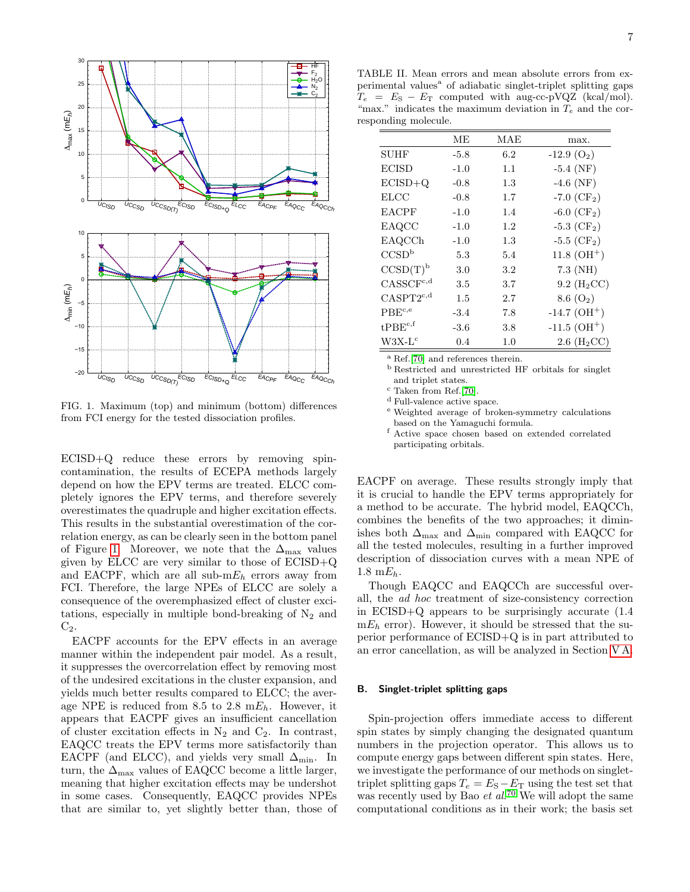FIG. 1. Maximum (top) and minimum (bottom) differences from FCI energy for the tested dissociation profiles.

ECISD+Q reduce these errors by removing spin-contamination, the results of ECEPA methods largely depend on how the EPV terms are treated. ELCC completely ignores the EPV terms, and therefore severely overestimates the quadruple and higher excitation effects. This results in the substantial overestimation of the correlation energy, as can be clearly seen in the bottom panel of Figure 1. Moreover, we note that the $\Delta_{\rm max}$ values given by ELCC are very similar to those of ECISD+Q and EACPF, which are all sub-m$E_h$ errors away from FCI. Therefore, the large NPEs of ELCC are solely a consequence of the overemphasized effect of cluster excitations, especially in multiple bond-breaking of $N_2$ and $C_2$.

EACPF accounts for the EPV effects in an average manner within the independent pair model. As a result, it suppresses the overcorrelation effect by removing most of the undesired excitations in the cluster expansion, and yields much better results compared to ELCC; the average NPE is reduced from 8.5 to 2.8 m$E_h$. However, it appears that EACPF gives an insufficient cancellation of cluster excitation effects in $N_2$ and $C_2$. In contrast, EAQCC treats the EPV terms more satisfactorily than EACPF (and ELCC), and yields very small $\Delta_{\rm min}$. In turn, the $\Delta_{\rm max}$ values of EAQCC become a little larger, meaning that higher excitation effects may be undershot in some cases. Consequently, EAQCC provides NPEs that are similar to, yet slightly better than, those of EACPF on average. These results strongly imply that it is crucial to handle the EPV terms appropriately for a method to be accurate. The hybrid model, EAQCCh, combines the benefits of the two approaches; it diminishes both $\Delta_{\rm max}$ and $\Delta_{\rm min}$ compared with EAQCC for all the tested molecules, resulting in a further improved description of dissociation curves with a mean NPE of 1.8 m$E_h$.

Though EAQCC and EAQCCh are successful overall, the *ad hoc* treatment of size-consistency correction in ECISD+Q appears to be surprisingly accurate (1.4 m$E_h$ error). However, it should be stressed that the superior performance of ECISD+Q is in part attributed to an error cancellation, as will be analyzed in Section V A.

TABLE II. Mean errors and mean absolute errors from experimental values[a] of adiabatic singlet-triplet splitting gaps $T_e = E_{\rm S} - E_{\rm T}$ computed with aug-cc-pVQZ (kcal/mol). "max." indicates the maximum deviation in $T_e$ and the corresponding molecule.

| | ME | MAE | max. |
|---|---|---|---|
| SUHF | -5.8 | 6.2 | -12.9 ($O_2$) |
| ECISD | -1.0 | 1.1 | -5.4 (NF) |
| ECISD+Q | -0.8 | 1.3 | -4.6 (NF) |
| ELCC | -0.8 | 1.7 | -7.0 ($CF_2$) |
| EACPF | -1.0 | 1.4 | -6.0 ($CF_2$) |
| EAQCC | -1.0 | 1.2 | -5.3 ($CF_2$) |
| EAQCCh | -1.0 | 1.3 | -5.5 ($CF_2$) |
| CCSD[b] | 5.3 | 5.4 | 11.8 ($OH^+$) |
| CCSD(T)[b] | 3.0 | 3.2 | 7.3 (NH) |
| CASSCF[c,d] | 3.5 | 3.7 | 9.2 ($H_2CC$) |
| CASPT2[c,d] | 1.5 | 2.7 | 8.6 ($O_2$) |
| PBE[c,e] | -3.4 | 7.8 | -14.7 ($OH^+$) |
| tPBE[c,f] | -3.6 | 3.8 | -11.5 ($OH^+$) |
| W3X-L[c] | 0.4 | 1.0 | 2.6 ($H_2CC$) |

[a] Ref. [70] and references therein.
[b] Restricted and unrestricted HF orbitals for singlet and triplet states.
[c] Taken from Ref. [70].
[d] Full-valence active space.
[e] Weighted average of broken-symmetry calculations based on the Yamaguchi formula.
[f] Active space chosen based on extended correlated participating orbitals.

### B. Singlet-triplet splitting gaps

Spin-projection offers immediate access to different spin states by simply changing the designated quantum numbers in the projection operator. This allows us to compute energy gaps between different spin states. Here, we investigate the performance of our methods on singlet-triplet splitting gaps $T_e = E_{\rm S} - E_{\rm T}$ using the test set that was recently used by Bao *et al.*[70] We will adopt the same computational conditions as in their work; the basis set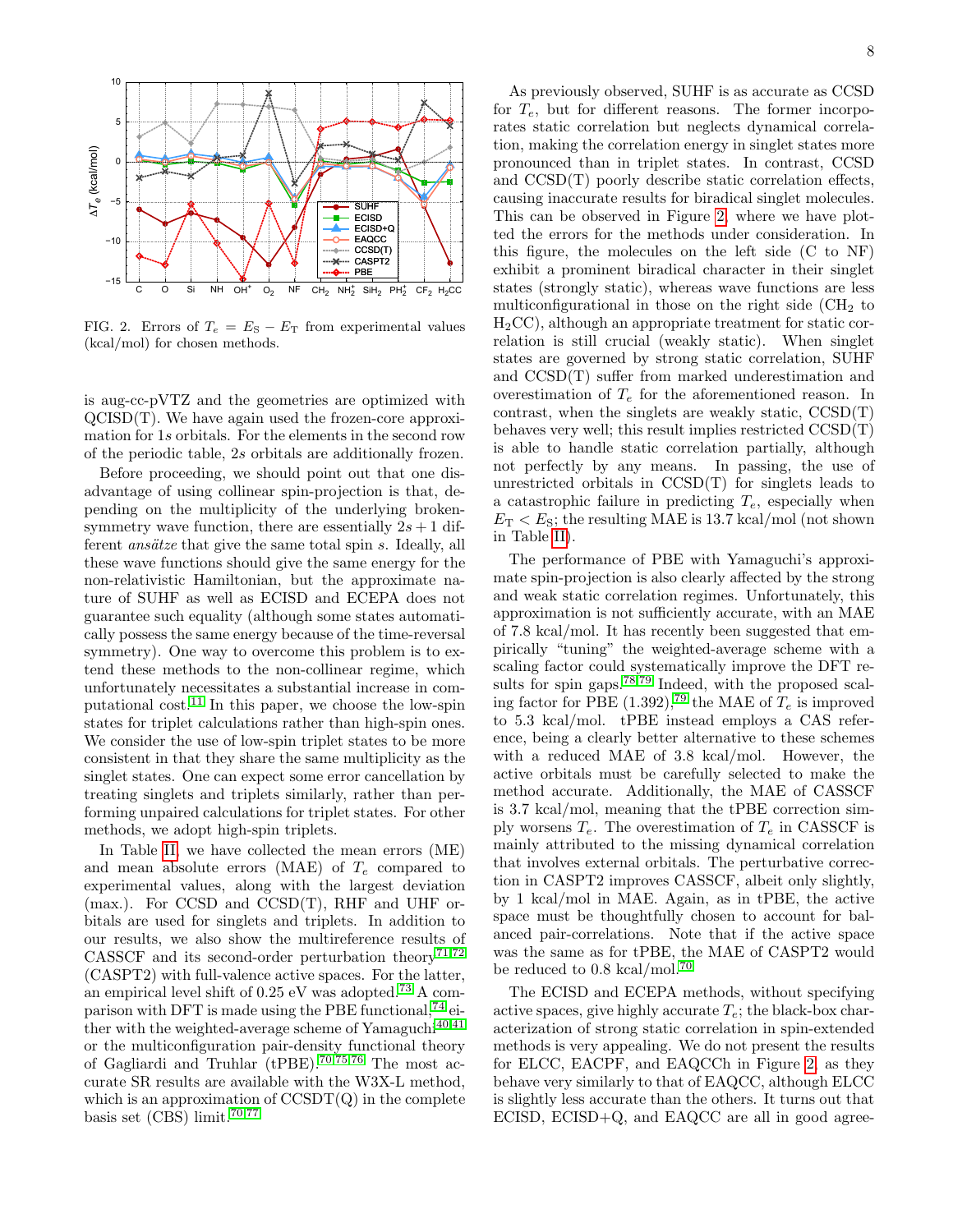FIG. 2. Errors of $T_e = E_S - E_T$ from experimental values (kcal/mol) for chosen methods.

is aug-cc-pVTZ and the geometries are optimized with QCISD(T). We have again used the frozen-core approximation for 1$s$ orbitals. For the elements in the second row of the periodic table, 2$s$ orbitals are additionally frozen.

Before proceeding, we should point out that one disadvantage of using collinear spin-projection is that, depending on the multiplicity of the underlying broken-symmetry wave function, there are essentially $2s + 1$ different *ansätze* that give the same total spin $s$. Ideally, all these wave functions should give the same energy for the non-relativistic Hamiltonian, but the approximate nature of SUHF as well as ECISD and ECEPA does not guarantee such equality (although some states automatically possess the same energy because of the time-reversal symmetry). One way to overcome this problem is to extend these methods to the non-collinear regime, which unfortunately necessitates a substantial increase in computational cost.[11] In this paper, we choose the low-spin states for triplet calculations rather than high-spin ones. We consider the use of low-spin triplet states to be more consistent in that they share the same multiplicity as the singlet states. One can expect some error cancellation by treating singlets and triplets similarly, rather than performing unpaired calculations for triplet states. For other methods, we adopt high-spin triplets.

In Table II, we have collected the mean errors (ME) and mean absolute errors (MAE) of $T_e$ compared to experimental values, along with the largest deviation (max.). For CCSD and CCSD(T), RHF and UHF orbitals are used for singlets and triplets. In addition to our results, we also show the multireference results of CASSCF and its second-order perturbation theory[71,72] (CASPT2) with full-valence active spaces. For the latter, an empirical level shift of 0.25 eV was adopted.[73] A comparison with DFT is made using the PBE functional,[74] either with the weighted-average scheme of Yamaguchi[40,41] or the multiconfiguration pair-density functional theory of Gagliardi and Truhlar (tPBE).[70,75,76] The most accurate SR results are available with the W3X-L method, which is an approximation of CCSDT(Q) in the complete basis set (CBS) limit.[70,77]

As previously observed, SUHF is as accurate as CCSD for $T_e$, but for different reasons. The former incorporates static correlation but neglects dynamical correlation, making the correlation energy in singlet states more pronounced than in triplet states. In contrast, CCSD and CCSD(T) poorly describe static correlation effects, causing inaccurate results for biradical singlet molecules. This can be observed in Figure 2, where we have plotted the errors for the methods under consideration. In this figure, the molecules on the left side (C to NF) exhibit a prominent biradical character in their singlet states (strongly static), whereas wave functions are less multiconfigurational in those on the right side ($CH_2$ to $H_2CC$), although an appropriate treatment for static correlation is still crucial (weakly static). When singlet states are governed by strong static correlation, SUHF and CCSD(T) suffer from marked underestimation and overestimation of $T_e$ for the aforementioned reason. In contrast, when the singlets are weakly static, CCSD(T) behaves very well; this result implies restricted CCSD(T) is able to handle static correlation partially, although not perfectly by any means. In passing, the use of unrestricted orbitals in CCSD(T) for singlets leads to a catastrophic failure in predicting $T_e$, especially when $E_T < E_S$; the resulting MAE is 13.7 kcal/mol (not shown in Table II).

The performance of PBE with Yamaguchi's approximate spin-projection is also clearly affected by the strong and weak static correlation regimes. Unfortunately, this approximation is not sufficiently accurate, with an MAE of 7.8 kcal/mol. It has recently been suggested that empirically "tuning" the weighted-average scheme with a scaling factor could systematically improve the DFT results for spin gaps.[78,79] Indeed, with the proposed scaling factor for PBE (1.392),[79] the MAE of $T_e$ is improved to 5.3 kcal/mol. tPBE instead employs a CAS reference, being a clearly better alternative to these schemes with a reduced MAE of 3.8 kcal/mol. However, the active orbitals must be carefully selected to make the method accurate. Additionally, the MAE of CASSCF is 3.7 kcal/mol, meaning that the tPBE correction simply worsens $T_e$. The overestimation of $T_e$ in CASSCF is mainly attributed to the missing dynamical correlation that involves external orbitals. The perturbative correction in CASPT2 improves CASSCF, albeit only slightly, by 1 kcal/mol in MAE. Again, as in tPBE, the active space must be thoughtfully chosen to account for balanced pair-correlations. Note that if the active space was the same as for tPBE, the MAE of CASPT2 would be reduced to 0.8 kcal/mol.[70]

The ECISD and ECEPA methods, without specifying active spaces, give highly accurate $T_e$; the black-box characterization of strong static correlation in spin-extended methods is very appealing. We do not present the results for ELCC, EACPF, and EAQCCh in Figure 2, as they behave very similarly to that of EAQCC, although ELCC is slightly less accurate than the others. It turns out that ECISD, ECISD+Q, and EAQCC are all in good agree-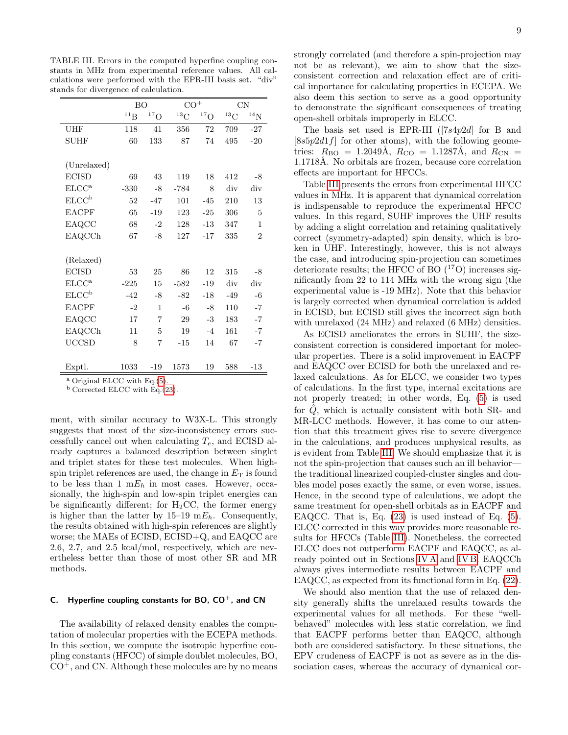TABLE III. Errors in the computed hyperfine coupling constants in MHz from experimental reference values. All calculations were performed with the EPR-III basis set. "div" stands for divergence of calculation.

| | BO | | $CO^+$ | | CN | |
|---|---|---|---|---|---|---|
| | $^{11}$B | $^{17}$O | $^{13}$C | $^{17}$O | $^{13}$C | $^{14}$N |
| UHF | 118 | 41 | 356 | 72 | 709 | -27 |
| SUHF | 60 | 133 | 87 | 74 | 495 | -20 |
| (Unrelaxed) | | | | | | |
| ECISD | 69 | 43 | 119 | 18 | 412 | -8 |
| ELCC[a] | -330 | -8 | -784 | 8 | div | div |
| ELCC[b] | 52 | -47 | 101 | -45 | 210 | 13 |
| EACPF | 65 | -19 | 123 | -25 | 306 | 5 |
| EAQCC | 68 | -2 | 128 | -13 | 347 | 1 |
| EAQCCh | 67 | -8 | 127 | -17 | 335 | 2 |
| (Relaxed) | | | | | | |
| ECISD | 53 | 25 | 86 | 12 | 315 | -8 |
| ELCC[a] | -225 | 15 | -582 | -19 | div | div |
| ELCC[b] | -42 | -8 | -82 | -18 | -49 | -6 |
| EACPF | -2 | 1 | -6 | -8 | 110 | -7 |
| EAQCC | 17 | 7 | 29 | -3 | 183 | -7 |
| EAQCCh | 11 | 5 | 19 | -4 | 161 | -7 |
| UCCSD | 8 | 7 | -15 | 14 | 67 | -7 |
| Exptl. | 1033 | -19 | 1573 | 19 | 588 | -13 |

[a] Original ELCC with Eq.(5).
[b] Corrected ELCC with Eq.(23).

ment, with similar accuracy to W3X-L. This strongly suggests that most of the size-inconsistency errors successfully cancel out when calculating $T_e$, and ECISD already captures a balanced description between singlet and triplet states for these test molecules. When high-spin triplet references are used, the change in $E_T$ is found to be less than 1 m$E_h$ in most cases. However, occasionally, the high-spin and low-spin triplet energies can be significantly different; for $H_2CC$, the former energy is higher than the latter by 15–19 m$E_h$. Consequently, the results obtained with high-spin references are slightly worse; the MAEs of ECISD, ECISD+Q, and EAQCC are 2.6, 2.7, and 2.5 kcal/mol, respectively, which are nevertheless better than those of most other SR and MR methods.

### C. Hyperfine coupling constants for BO, $CO^+$, and CN

The availability of relaxed density enables the computation of molecular properties with the ECEPA methods. In this section, we compute the isotropic hyperfine coupling constants (HFCC) of simple doublet molecules, BO, $CO^+$, and CN. Although these molecules are by no means strongly correlated (and therefore a spin-projection may not be as relevant), we aim to show that the size-consistent correction and relaxation effect are of critical importance for calculating properties in ECEPA. We also deem this section to serve as a good opportunity to demonstrate the significant consequences of treating open-shell orbitals improperly in ELCC.

The basis set used is EPR-III ([$7s4p2d$] for B and [$8s5p2d1f$] for other atoms), with the following geometries: $R_{\rm BO} = 1.2049$Å, $R_{\rm CO} = 1.1287$Å, and $R_{\rm CN} = 1.1718$Å. No orbitals are frozen, because core correlation effects are important for HFCCs.

Table III presents the errors from experimental HFCC values in MHz. It is apparent that dynamical correlation is indispensable to reproduce the experimental HFCC values. In this regard, SUHF improves the UHF results by adding a slight correlation and retaining qualitatively correct (symmetry-adapted) spin density, which is broken in UHF. Interestingly, however, this is not always the case, and introducing spin-projection can sometimes deteriorate results; the HFCC of BO ($^{17}$O) increases significantly from 22 to 114 MHz with the wrong sign (the experimental value is -19 MHz). Note that this behavior is largely corrected when dynamical correlation is added in ECISD, but ECISD still gives the incorrect sign both with unrelaxed (24 MHz) and relaxed (6 MHz) densities.

As ECISD ameliorates the errors in SUHF, the size-consistent correction is considered important for molecular properties. There is a solid improvement in EACPF and EAQCC over ECISD for both the unrelaxed and relaxed calculations. As for ELCC, we consider two types of calculations. In the first type, internal excitations are not properly treated; in other words, Eq. (5) is used for $\hat{Q}$, which is actually consistent with both SR- and MR-LCC methods. However, it has come to our attention that this treatment gives rise to severe divergence in the calculations, and produces unphysical results, as is evident from Table III. We should emphasize that it is not the spin-projection that causes such an ill behavior—the traditional linearized coupled-cluster singles and doubles model poses exactly the same, or even worse, issues. Hence, in the second type of calculations, we adopt the same treatment for open-shell orbitals as in EACPF and EAQCC. That is, Eq. (23) is used instead of Eq. (5). ELCC corrected in this way provides more reasonable results for HFCCs (Table III). Nonetheless, the corrected ELCC does not outperform EACPF and EAQCC, as already pointed out in Sections IV A and IV B. EAQCCh always gives intermediate results between EACPF and EAQCC, as expected from its functional form in Eq. (22).

We should also mention that the use of relaxed density generally shifts the unrelaxed results towards the experimental values for all methods. For these "well-behaved" molecules with less static correlation, we find that EACPF performs better than EAQCC, although both are considered satisfactory. In these situations, the EPV crudeness of EACPF is not as severe as in the dissociation cases, whereas the accuracy of dynamical cor-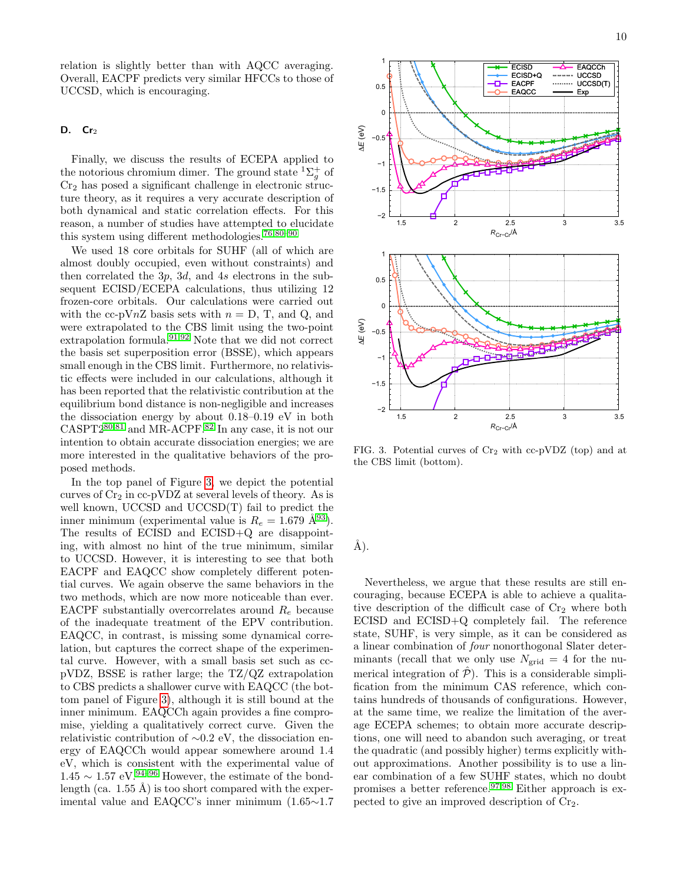relation is slightly better than with AQCC averaging. Overall, EACPF predicts very similar HFCCs to those of UCCSD, which is encouraging.

### D. $Cr_2$

Finally, we discuss the results of ECEPA applied to the notorious chromium dimer. The ground state $^1\Sigma_g^+$ of $Cr_2$ has posed a significant challenge in electronic structure theory, as it requires a very accurate description of both dynamical and static correlation effects. For this reason, a number of studies have attempted to elucidate this system using different methodologies.[76,80–90]

We used 18 core orbitals for SUHF (all of which are almost doubly occupied, even without constraints) and then correlated the $3p$, $3d$, and $4s$ electrons in the subsequent ECISD/ECEPA calculations, thus utilizing 12 frozen-core orbitals. Our calculations were carried out with the cc-pV$n$Z basis sets with $n$ = D, T, and Q, and were extrapolated to the CBS limit using the two-point extrapolation formula.[91,92] Note that we did not correct the basis set superposition error (BSSE), which appears small enough in the CBS limit. Furthermore, no relativistic effects were included in our calculations, although it has been reported that the relativistic contribution at the equilibrium bond distance is non-negligible and increases the dissociation energy by about 0.18–0.19 eV in both CASPT2[80,81] and MR-ACPF.[82] In any case, it is not our intention to obtain accurate dissociation energies; we are more interested in the qualitative behaviors of the proposed methods.

In the top panel of Figure 3, we depict the potential curves of $Cr_2$ in cc-pVDZ at several levels of theory. As is well known, UCCSD and UCCSD(T) fail to predict the inner minimum (experimental value is $R_e$ = 1.679 Å[93]). The results of ECISD and ECISD+Q are disappointing, with almost no hint of the true minimum, similar to UCCSD. However, it is interesting to see that both EACPF and EAQCC show completely different potential curves. We again observe the same behaviors in the two methods, which are now more noticeable than ever. EACPF substantially overcorrelates around $R_e$ because of the inadequate treatment of the EPV contribution. EAQCC, in contrast, is missing some dynamical correlation, but captures the correct shape of the experimental curve. However, with a small basis set such as cc-pVDZ, BSSE is rather large; the TZ/QZ extrapolation to CBS predicts a shallower curve with EAQCC (the bottom panel of Figure 3), although it is still bound at the inner minimum. EAQCCh again provides a fine compromise, yielding a qualitatively correct curve. Given the relativistic contribution of ∼0.2 eV, the dissociation energy of EAQCCh would appear somewhere around 1.4 eV, which is consistent with the experimental value of 1.45 ∼ 1.57 eV.[94–96] However, the estimate of the bond-length (ca. 1.55 Å) is too short compared with the experimental value and EAQCC's inner minimum (1.65∼1.7 Å).

FIG. 3. Potential curves of $Cr_2$ with cc-pVDZ (top) and at the CBS limit (bottom).

Nevertheless, we argue that these results are still encouraging, because ECEPA is able to achieve a qualitative description of the difficult case of $Cr_2$ where both ECISD and ECISD+Q completely fail. The reference state, SUHF, is very simple, as it can be considered as a linear combination of *four* nonorthogonal Slater determinants (recall that we only use $N_{\rm grid}$ = 4 for the numerical integration of $\hat{\mathcal{P}}$). This is a considerable simplification from the minimum CAS reference, which contains hundreds of thousands of configurations. However, at the same time, we realize the limitation of the average ECEPA schemes; to obtain more accurate descriptions, one will need to abandon such averaging, or treat the quadratic (and possibly higher) terms explicitly without approximations. Another possibility is to use a linear combination of a few SUHF states, which no doubt promises a better reference.[97,98] Either approach is expected to give an improved description of $Cr_2$.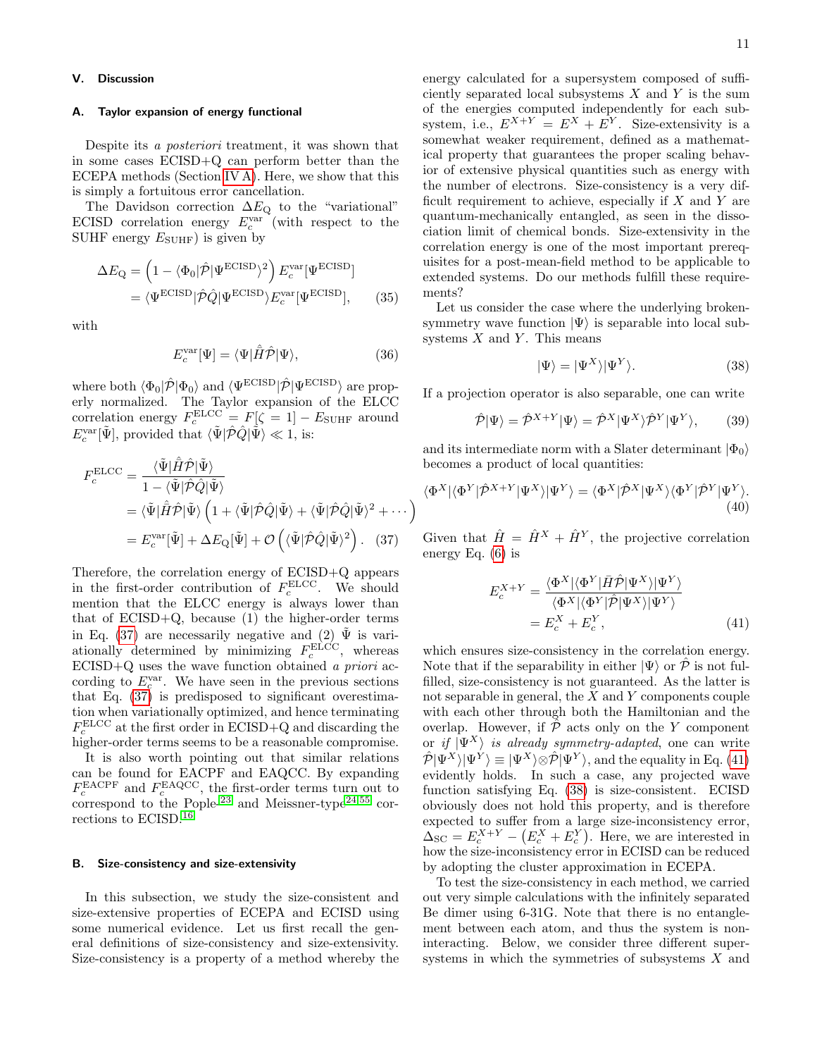## V. Discussion

### A. Taylor expansion of energy functional

Despite its *a posteriori* treatment, it was shown that in some cases ECISD+Q can perform better than the ECEPA methods (Section IV A). Here, we show that this is simply a fortuitous error cancellation.

The Davidson correction $\Delta E_{\rm Q}$ to the "variational" ECISD correlation energy $E_c^{\rm var}$ (with respect to the SUHF energy $E_{\rm SUHF}$) is given by

$$\begin{aligned}\Delta E_{\rm Q} &= \left(1 - \langle \Phi_0 | \hat{\mathcal{P}} | \Psi^{\rm ECISD}\rangle^2\right) E_c^{\rm var}[\Psi^{\rm ECISD}] \\ &= \langle \Psi^{\rm ECISD} | \hat{\mathcal{P}}\hat{Q} | \Psi^{\rm ECISD}\rangle E_c^{\rm var}[\Psi^{\rm ECISD}], \end{aligned} \tag{35}$$

with

$$E_c^{\rm var}[\Psi] = \langle \Psi | \hat{\bar{H}} \hat{\mathcal{P}} | \Psi \rangle, \tag{36}$$

where both $\langle \Phi_0 | \hat{\mathcal{P}} | \Phi_0 \rangle$ and $\langle \Psi^{\rm ECISD} | \hat{\mathcal{P}} | \Psi^{\rm ECISD}\rangle$ are properly normalized. The Taylor expansion of the ELCC correlation energy $F_c^{\rm ELCC} = F[\zeta = 1] - E_{\rm SUHF}$ around $E_c^{\rm var}[\tilde{\Psi}]$, provided that $\langle \tilde{\Psi} | \hat{\mathcal{P}}\hat{Q} | \tilde{\Psi}\rangle \ll 1$, is:

$$\begin{aligned} F_c^{\rm ELCC} &= \frac{\langle \tilde{\Psi} | \hat{\bar{H}} \hat{\mathcal{P}} | \tilde{\Psi}\rangle}{1 - \langle \tilde{\Psi} | \hat{\mathcal{P}}\hat{Q} | \tilde{\Psi}\rangle} \\ &= \langle \tilde{\Psi} | \hat{\bar{H}} \hat{\mathcal{P}} | \tilde{\Psi}\rangle \left(1 + \langle \tilde{\Psi} | \hat{\mathcal{P}}\hat{Q} | \tilde{\Psi}\rangle + \langle \tilde{\Psi} | \hat{\mathcal{P}}\hat{Q} | \tilde{\Psi}\rangle^2 + \cdots \right) \\ &= E_c^{\rm var}[\tilde{\Psi}] + \Delta E_{\rm Q}[\tilde{\Psi}] + \mathcal{O}\left(\langle \tilde{\Psi} | \hat{\mathcal{P}}\hat{Q} | \tilde{\Psi}\rangle^2\right). \end{aligned} \tag{37}$$

Therefore, the correlation energy of ECISD+Q appears in the first-order contribution of $F_c^{\rm ELCC}$. We should mention that the ELCC energy is always lower than that of ECISD+Q, because (1) the higher-order terms in Eq. (37) are necessarily negative and (2) $\tilde{\Psi}$ is variationally determined by minimizing $F_c^{\rm ELCC}$, whereas ECISD+Q uses the wave function obtained *a priori* according to $E_c^{\rm var}$. We have seen in the previous sections that Eq. (37) is predisposed to significant overestimation when variationally optimized, and hence terminating $F_c^{\rm ELCC}$ at the first order in ECISD+Q and discarding the higher-order terms seems to be a reasonable compromise.

It is also worth pointing out that similar relations can be found for EACPF and EAQCC. By expanding $F_c^{\rm EACPF}$ and $F_c^{\rm EAQCC}$, the first-order terms turn out to correspond to the Pople-[23] and Meissner-type[24,55] corrections to ECISD.[16]

### B. Size-consistency and size-extensivity

In this subsection, we study the size-consistent and size-extensive properties of ECEPA and ECISD using some numerical evidence. Let us first recall the general definitions of size-consistency and size-extensivity. Size-consistency is a property of a method whereby the energy calculated for a supersystem composed of sufficiently separated local subsystems $X$ and $Y$ is the sum of the energies computed independently for each subsystem, i.e., $E^{X+Y} = E^X + E^Y$. Size-extensivity is a somewhat weaker requirement, defined as a mathematical property that guarantees the proper scaling behavior of extensive physical quantities such as energy with the number of electrons. Size-consistency is a very difficult requirement to achieve, especially if $X$ and $Y$ are quantum-mechanically entangled, as seen in the dissociation limit of chemical bonds. Size-extensivity in the correlation energy is one of the most important prerequisites for a post-mean-field method to be applicable to extended systems. Do our methods fulfill these requirements?

Let us consider the case where the underlying broken-symmetry wave function $|\Psi\rangle$ is separable into local subsystems $X$ and $Y$. This means

$$|\Psi\rangle = |\Psi^X\rangle |\Psi^Y\rangle. \tag{38}$$

If a projection operator is also separable, one can write

$$\hat{\mathcal{P}}|\Psi\rangle = \hat{\mathcal{P}}^{X+Y}|\Psi\rangle = \hat{\mathcal{P}}^X|\Psi^X\rangle \hat{\mathcal{P}}^Y|\Psi^Y\rangle, \tag{39}$$

and its intermediate norm with a Slater determinant $|\Phi_0\rangle$ becomes a product of local quantities:

$$\langle \Phi^X | \langle \Phi^Y | \hat{\mathcal{P}}^{X+Y} | \Psi^X\rangle |\Psi^Y\rangle = \langle \Phi^X | \hat{\mathcal{P}}^X | \Psi^X\rangle \langle \Phi^Y | \hat{\mathcal{P}}^Y | \Psi^Y\rangle. \tag{40}$$

Given that $\hat{H} = \hat{H}^X + \hat{H}^Y$, the projective correlation energy Eq. (6) is

$$\begin{aligned} E_c^{X+Y} &= \frac{\langle \Phi^X | \langle \Phi^Y | \bar{H} \hat{\mathcal{P}} | \Psi^X\rangle |\Psi^Y\rangle}{\langle \Phi^X | \langle \Phi^Y | \hat{\mathcal{P}} | \Psi^X\rangle |\Psi^Y\rangle} \\ &= E_c^X + E_c^Y, \end{aligned} \tag{41}$$

which ensures size-consistency in the correlation energy. Note that if the separability in either $|\Psi\rangle$ or $\hat{\mathcal{P}}$ is not fulfilled, size-consistency is not guaranteed. As the latter is not separable in general, the $X$ and $Y$ components couple with each other through both the Hamiltonian and the overlap. However, if $\hat{\mathcal{P}}$ acts only on the $Y$ component or *if* $|\Psi^X\rangle$ *is already symmetry-adapted*, one can write $\hat{\mathcal{P}}|\Psi^X\rangle|\Psi^Y\rangle \equiv |\Psi^X\rangle \otimes \hat{\mathcal{P}}|\Psi^Y\rangle$, and the equality in Eq. (41) evidently holds. In such a case, any projected wave function satisfying Eq. (38) is size-consistent. ECISD obviously does not hold this property, and is therefore expected to suffer from a large size-inconsistency error, $\Delta_{\rm SC} = E_c^{X+Y} - \left(E_c^X + E_c^Y\right)$. Here, we are interested in how the size-inconsistency error in ECISD can be reduced by adopting the cluster approximation in ECEPA.

To test the size-consistency in each method, we carried out very simple calculations with the infinitely separated Be dimer using 6-31G. Note that there is no entanglement between each atom, and thus the system is non-interacting. Below, we consider three different supersystems in which the symmetries of subsystems $X$ and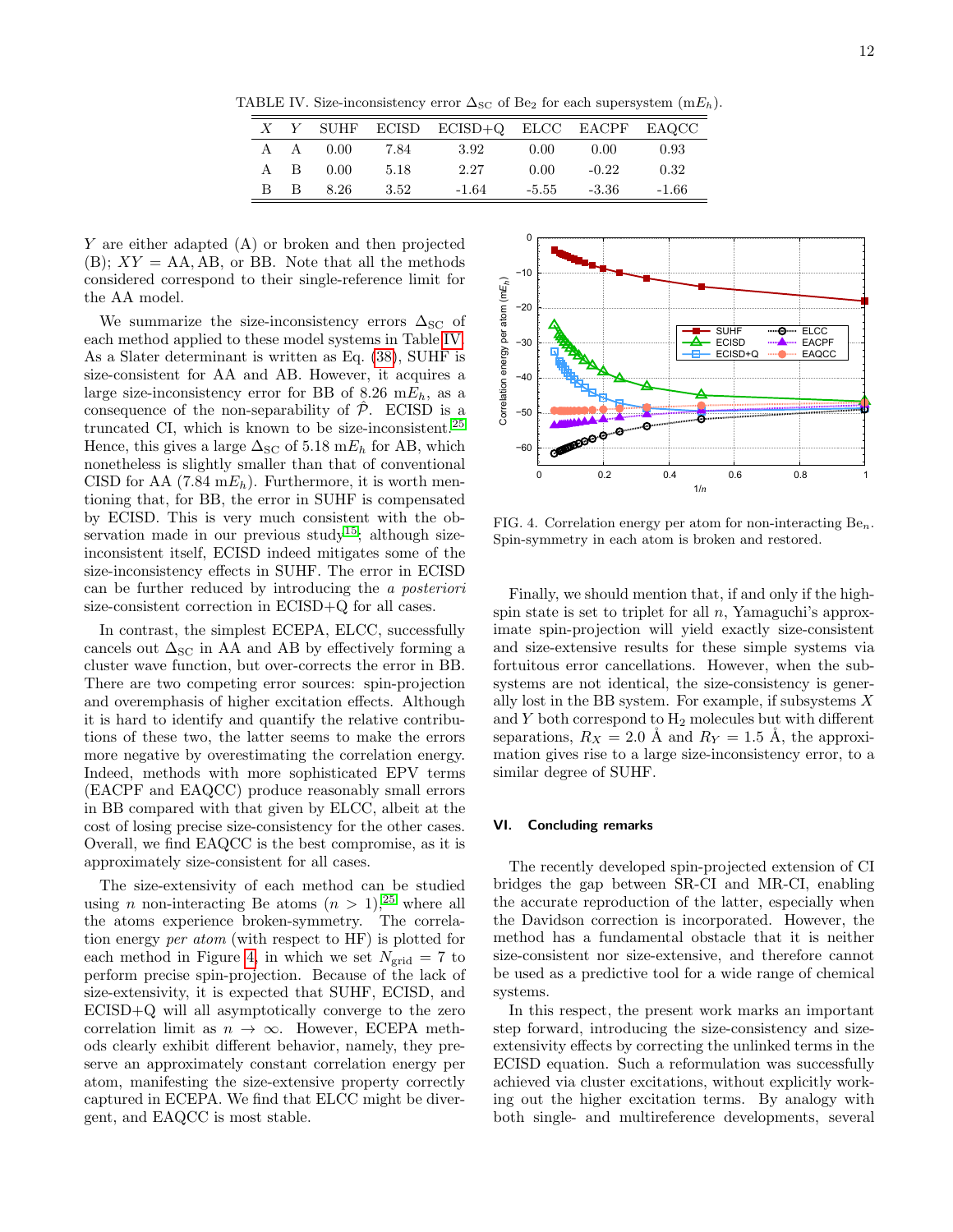TABLE IV. Size-inconsistency error $\Delta_{\rm SC}$ of $Be_2$ for each supersystem (m$E_h$).

| $X$ | $Y$ | SUHF | ECISD | ECISD+Q | ELCC | EACPF | EAQCC |
|---|---|---|---|---|---|---|---|
| A | A | 0.00 | 7.84 | 3.92 | 0.00 | 0.00 | 0.93 |
| A | B | 0.00 | 5.18 | 2.27 | 0.00 | -0.22 | 0.32 |
| B | B | 8.26 | 3.52 | -1.64 | -5.55 | -3.36 | -1.66 |

$Y$ are either adapted (A) or broken and then projected (B); $XY$ = AA, AB, or BB. Note that all the methods considered correspond to their single-reference limit for the AA model.

We summarize the size-inconsistency errors $\Delta_{\rm SC}$ of each method applied to these model systems in Table IV. As a Slater determinant is written as Eq. (38), SUHF is size-consistent for AA and AB. However, it acquires a large size-inconsistency error for BB of 8.26 m$E_h$, as a consequence of the non-separability of $\hat{\mathcal{P}}$. ECISD is a truncated CI, which is known to be size-inconsistent.[25] Hence, this gives a large $\Delta_{\rm SC}$ of 5.18 m$E_h$ for AB, which nonetheless is slightly smaller than that of conventional CISD for AA (7.84 m$E_h$). Furthermore, it is worth mentioning that, for BB, the error in SUHF is compensated by ECISD. This is very much consistent with the observation made in our previous study[15]; although size-inconsistent itself, ECISD indeed mitigates some of the size-inconsistency effects in SUHF. The error in ECISD can be further reduced by introducing the *a posteriori* size-consistent correction in ECISD+Q for all cases.

In contrast, the simplest ECEPA, ELCC, successfully cancels out $\Delta_{\rm SC}$ in AA and AB by effectively forming a cluster wave function, but over-corrects the error in BB. There are two competing error sources: spin-projection and overemphasis of higher excitation effects. Although it is hard to identify and quantify the relative contributions of these two, the latter seems to make the errors more negative by overestimating the correlation energy. Indeed, methods with more sophisticated EPV terms (EACPF and EAQCC) produce reasonably small errors in BB compared with that given by ELCC, albeit at the cost of losing precise size-consistency for the other cases. Overall, we find EAQCC is the best compromise, as it is approximately size-consistent for all cases.

The size-extensivity of each method can be studied using $n$ non-interacting Be atoms ($n > 1$),[25] where all the atoms experience broken-symmetry. The correlation energy *per atom* (with respect to HF) is plotted for each method in Figure 4, in which we set $N_{\rm grid} = 7$ to perform precise spin-projection. Because of the lack of size-extensivity, it is expected that SUHF, ECISD, and ECISD+Q will all asymptotically converge to the zero correlation limit as $n \to \infty$. However, ECEPA methods clearly exhibit different behavior, namely, they preserve an approximately constant correlation energy per atom, manifesting the size-extensive property correctly captured in ECEPA. We find that ELCC might be divergent, and EAQCC is most stable.

FIG. 4. Correlation energy per atom for non-interacting $Be_n$. Spin-symmetry in each atom is broken and restored.

Finally, we should mention that, if and only if the high-spin state is set to triplet for all $n$, Yamaguchi's approximate spin-projection will yield exactly size-consistent and size-extensive results for these simple systems via fortuitous error cancellations. However, when the subsystems are not identical, the size-consistency is generally lost in the BB system. For example, if subsystems $X$ and $Y$ both correspond to $H_2$ molecules but with different separations, $R_X = 2.0$ Å and $R_Y = 1.5$ Å, the approximation gives rise to a large size-inconsistency error, to a similar degree of SUHF.

## VI. Concluding remarks

The recently developed spin-projected extension of CI bridges the gap between SR-CI and MR-CI, enabling the accurate reproduction of the latter, especially when the Davidson correction is incorporated. However, the method has a fundamental obstacle that it is neither size-consistent nor size-extensive, and therefore cannot be used as a predictive tool for a wide range of chemical systems.

In this respect, the present work marks an important step forward, introducing the size-consistency and size-extensivity effects by correcting the unlinked terms in the ECISD equation. Such a reformulation was successfully achieved via cluster excitations, without explicitly working out the higher excitation terms. By analogy with both single- and multireference developments, several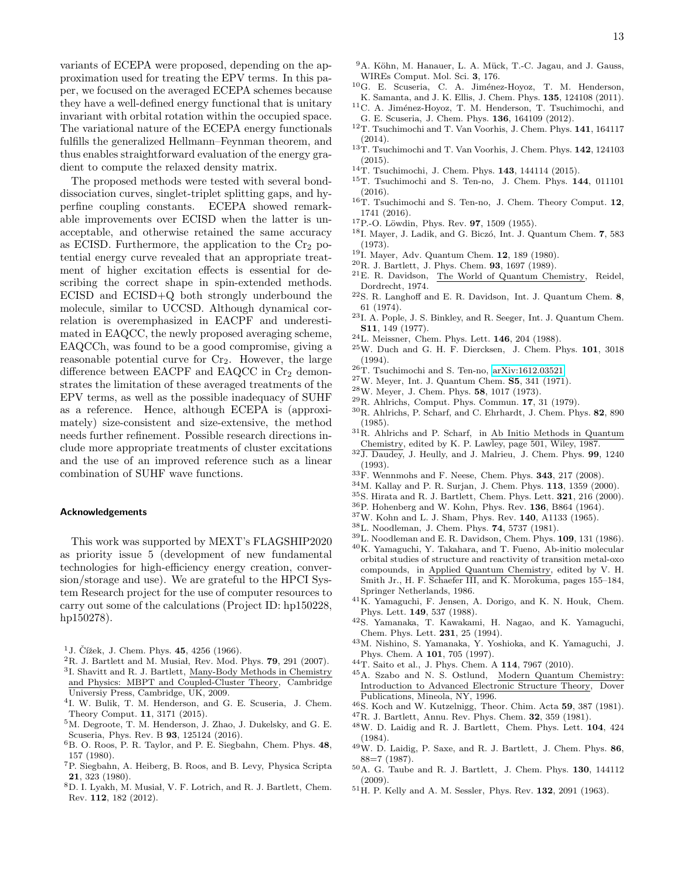variants of ECEPA were proposed, depending on the approximation used for treating the EPV terms. In this paper, we focused on the averaged ECEPA schemes because they have a well-defined energy functional that is unitary invariant with orbital rotation within the occupied space. The variational nature of the ECEPA energy functionals fulfills the generalized Hellmann–Feynman theorem, and thus enables straightforward evaluation of the energy gradient to compute the relaxed density matrix.

The proposed methods were tested with several bond-dissociation curves, singlet-triplet splitting gaps, and hyperfine coupling constants. ECEPA showed remarkable improvements over ECISD when the latter is unacceptable, and otherwise retained the same accuracy as ECISD. Furthermore, the application to the $Cr_2$ potential energy curve revealed that an appropriate treatment of higher excitation effects is essential for describing the correct shape in spin-extended methods. ECISD and ECISD+Q both strongly underbound the molecule, similar to UCCSD. Although dynamical correlation is overemphasized in EACPF and underestimated in EAQCC, the newly proposed averaging scheme, EAQCCh, was found to be a good compromise, giving a reasonable potential curve for $Cr_2$. However, the large difference between EACPF and EAQCC in $Cr_2$ demonstrates the limitation of these averaged treatments of the EPV terms, as well as the possible inadequacy of SUHF as a reference. Hence, although ECEPA is (approximately) size-consistent and size-extensive, the method needs further refinement. Possible research directions include more appropriate treatments of cluster excitations and the use of an improved reference such as a linear combination of SUHF wave functions.

### Acknowledgements

This work was supported by MEXT's FLAGSHIP2020 as priority issue 5 (development of new fundamental technologies for high-efficiency energy creation, conversion/storage and use). We are grateful to the HPCI System Research project for the use of computer resources to carry out some of the calculations (Project ID: hp150228, hp150278).

[1] J. Čížek, J. Chem. Phys. **45**, 4256 (1966).
[2] R. J. Bartlett and M. Musiał, Rev. Mod. Phys. **79**, 291 (2007).
[3] I. Shavitt and R. J. Bartlett, Many-Body Methods in Chemistry and Physics: MBPT and Coupled-Cluster Theory, Cambridge Universiy Press, Cambridge, UK, 2009.
[4] I. W. Bulik, T. M. Henderson, and G. E. Scuseria, J. Chem. Theory Comput. **11**, 3171 (2015).
[5] M. Degroote, T. M. Henderson, J. Zhao, J. Dukelsky, and G. E. Scuseria, Phys. Rev. B **93**, 125124 (2016).
[6] B. O. Roos, P. R. Taylor, and P. E. Siegbahn, Chem. Phys. **48**, 157 (1980).
[7] P. Siegbahn, A. Heiberg, B. Roos, and B. Levy, Physica Scripta **21**, 323 (1980).
[8] D. I. Lyakh, M. Musiał, V. F. Lotrich, and R. J. Bartlett, Chem. Rev. **112**, 182 (2012).
[9] A. Köhn, M. Hanauer, L. A. Mück, T.-C. Jagau, and J. Gauss, WIREs Comput. Mol. Sci. **3**, 176.
[10] G. E. Scuseria, C. A. Jiménez-Hoyoz, T. M. Henderson, K. Samanta, and J. K. Ellis, J. Chem. Phys. **135**, 124108 (2011).
[11] C. A. Jiménez-Hoyoz, T. M. Henderson, T. Tsuchimochi, and G. E. Scuseria, J. Chem. Phys. **136**, 164109 (2012).
[12] T. Tsuchimochi and T. Van Voorhis, J. Chem. Phys. **141**, 164117 (2014).
[13] T. Tsuchimochi and T. Van Voorhis, J. Chem. Phys. **142**, 124103 (2015).
[14] T. Tsuchimochi, J. Chem. Phys. **143**, 144114 (2015).
[15] T. Tsuchimochi and S. Ten-no, J. Chem. Phys. **144**, 011101 (2016).
[16] T. Tsuchimochi and S. Ten-no, J. Chem. Theory Comput. **12**, 1741 (2016).
[17] P.-O. Löwdin, Phys. Rev. **97**, 1509 (1955).
[18] I. Mayer, J. Ladik, and G. Biczó, Int. J. Quantum Chem. **7**, 583 (1973).
[19] I. Mayer, Adv. Quantum Chem. **12**, 189 (1980).
[20] R. J. Bartlett, J. Phys. Chem. **93**, 1697 (1989).
[21] E. R. Davidson, The World of Quantum Chemistry, Reidel, Dordrecht, 1974.
[22] S. R. Langhoff and E. R. Davidson, Int. J. Quantum Chem. **8**, 61 (1974).
[23] I. A. Pople, J. S. Binkley, and R. Seeger, Int. J. Quantum Chem. **S11**, 149 (1977).
[24] L. Meissner, Chem. Phys. Lett. **146**, 204 (1988).
[25] W. Duch and G. H. F. Diercksen, J. Chem. Phys. **101**, 3018 (1994).
[26] T. Tsuchimochi and S. Ten-no, arXiv:1612.03521.
[27] W. Meyer, Int. J. Quantum Chem. **S5**, 341 (1971).
[28] W. Meyer, J. Chem. Phys. **58**, 1017 (1973).
[29] R. Ahlrichs, Comput. Phys. Commun. **17**, 31 (1979).
[30] R. Ahlrichs, P. Scharf, and C. Ehrhardt, J. Chem. Phys. **82**, 890 (1985).
[31] R. Ahlrichs and P. Scharf, in Ab Initio Methods in Quantum Chemistry, edited by K. P. Lawley, page 501, Wiley, 1987.
[32] J. Daudey, J. Heully, and J. Malrieu, J. Chem. Phys. **99**, 1240 (1993).
[33] F. Wennmohs and F. Neese, Chem. Phys. **343**, 217 (2008).
[34] M. Kallay and P. R. Surjan, J. Chem. Phys. **113**, 1359 (2000).
[35] S. Hirata and R. J. Bartlett, Chem. Phys. Lett. **321**, 216 (2000).
[36] P. Hohenberg and W. Kohn, Phys. Rev. **136**, B864 (1964).
[37] W. Kohn and L. J. Sham, Phys. Rev. **140**, A1133 (1965).
[38] L. Noodleman, J. Chem. Phys. **74**, 5737 (1981).
[39] L. Noodleman and E. R. Davidson, Chem. Phys. **109**, 131 (1986).
[40] K. Yamaguchi, Y. Takahara, and T. Fueno, Ab-initio molecular orbital studies of structure and reactivity of transition metal-oxo compounds, in Applied Quantum Chemistry, edited by V. H. Smith Jr., H. F. Schaefer III, and K. Morokuma, pages 155–184, Springer Netherlands, 1986.
[41] K. Yamaguchi, F. Jensen, A. Dorigo, and K. N. Houk, Chem. Phys. Lett. **149**, 537 (1988).
[42] S. Yamanaka, T. Kawakami, H. Nagao, and K. Yamaguchi, Chem. Phys. Lett. **231**, 25 (1994).
[43] M. Nishino, S. Yamanaka, Y. Yoshioka, and K. Yamaguchi, J. Phys. Chem. A **101**, 705 (1997).
[44] T. Saito et al., J. Phys. Chem. A **114**, 7967 (2010).
[45] A. Szabo and N. S. Ostlund, Modern Quantum Chemistry: Introduction to Advanced Electronic Structure Theory, Dover Publications, Mineola, NY, 1996.
[46] S. Koch and W. Kutzelnigg, Theor. Chim. Acta **59**, 387 (1981).
[47] R. J. Bartlett, Annu. Rev. Phys. Chem. **32**, 359 (1981).
[48] W. D. Laidig and R. J. Bartlett, Chem. Phys. Lett. **104**, 424 (1984).
[49] W. D. Laidig, P. Saxe, and R. J. Bartlett, J. Chem. Phys. **86**, 88=7 (1987).
[50] A. G. Taube and R. J. Bartlett, J. Chem. Phys. **130**, 144112 (2009).
[51] H. P. Kelly and A. M. Sessler, Phys. Rev. **132**, 2091 (1963).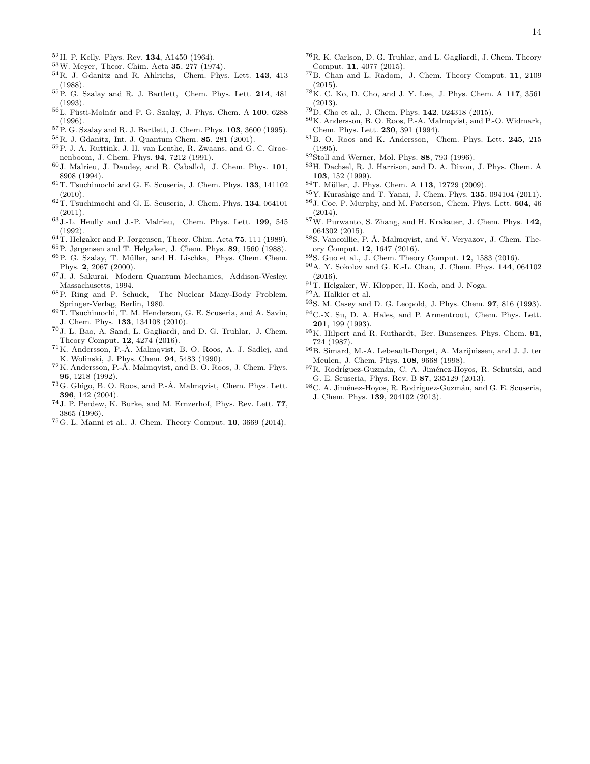[52] H. P. Kelly, Phys. Rev. **134**, A1450 (1964).

[53] W. Meyer, Theor. Chim. Acta **35**, 277 (1974).

[54] R. J. Gdanitz and R. Ahlrichs, Chem. Phys. Lett. **143**, 413 (1988).

[55] P. G. Szalay and R. J. Bartlett, Chem. Phys. Lett. **214**, 481 (1993).

[56] L. Füsti-Molnár and P. G. Szalay, J. Phys. Chem. A **100**, 6288 (1996).

[57] P. G. Szalay and R. J. Bartlett, J. Chem. Phys. **103**, 3600 (1995).

[58] R. J. Gdanitz, Int. J. Quantum Chem. **85**, 281 (2001).

[59] P. J. A. Ruttink, J. H. van Lenthe, R. Zwaans, and G. C. Groenenboom, J. Chem. Phys. **94**, 7212 (1991).

[60] J. Malrieu, J. Daudey, and R. Caballol, J. Chem. Phys. **101**, 8908 (1994).

[61] T. Tsuchimochi and G. E. Scuseria, J. Chem. Phys. **133**, 141102 (2010).

[62] T. Tsuchimochi and G. E. Scuseria, J. Chem. Phys. **134**, 064101 (2011).

[63] J.-L. Heully and J.-P. Malrieu, Chem. Phys. Lett. **199**, 545 (1992).

[64] T. Helgaker and P. Jørgensen, Theor. Chim. Acta **75**, 111 (1989).

[65] P. Jørgensen and T. Helgaker, J. Chem. Phys. **89**, 1560 (1988).

[66] P. G. Szalay, T. Müller, and H. Lischka, Phys. Chem. Chem. Phys. **2**, 2067 (2000).

[67] J. J. Sakurai, Modern Quantum Mechanics, Addison-Wesley, Massachusetts, 1994.

[68] P. Ring and P. Schuck, The Nuclear Many-Body Problem, Springer-Verlag, Berlin, 1980.

[69] T. Tsuchimochi, T. M. Henderson, G. E. Scuseria, and A. Savin, J. Chem. Phys. **133**, 134108 (2010).

[70] J. L. Bao, A. Sand, L. Gagliardi, and D. G. Truhlar, J. Chem. Theory Comput. **12**, 4274 (2016).

[71] K. Andersson, P.-Å. Malmqvist, B. O. Roos, A. J. Sadlej, and K. Wolinski, J. Phys. Chem. **94**, 5483 (1990).

[72] K. Andersson, P.-Å. Malmqvist, and B. O. Roos, J. Chem. Phys. **96**, 1218 (1992).

[73] G. Ghigo, B. O. Roos, and P.-Å. Malmqvist, Chem. Phys. Lett. **396**, 142 (2004).

[74] J. P. Perdew, K. Burke, and M. Ernzerhof, Phys. Rev. Lett. **77**, 3865 (1996).

[75] G. L. Manni et al., J. Chem. Theory Comput. **10**, 3669 (2014).

[76] R. K. Carlson, D. G. Truhlar, and L. Gagliardi, J. Chem. Theory Comput. **11**, 4077 (2015).

[77] B. Chan and L. Radom, J. Chem. Theory Comput. **11**, 2109 (2015).

[78] K. C. Ko, D. Cho, and J. Y. Lee, J. Phys. Chem. A **117**, 3561 (2013).

[79] D. Cho et al., J. Chem. Phys. **142**, 024318 (2015).

[80] K. Andersson, B. O. Roos, P.-Å. Malmqvist, and P.-O. Widmark, Chem. Phys. Lett. **230**, 391 (1994).

[81] B. O. Roos and K. Andersson, Chem. Phys. Lett. **245**, 215 (1995).

[82] Stoll and Werner, Mol. Phys. **88**, 793 (1996).

[83] H. Dachsel, R. J. Harrison, and D. A. Dixon, J. Phys. Chem. A **103**, 152 (1999).

[84] T. Müller, J. Phys. Chem. A **113**, 12729 (2009).

[85] Y. Kurashige and T. Yanai, J. Chem. Phys. **135**, 094104 (2011).

[86] J. Coe, P. Murphy, and M. Paterson, Chem. Phys. Lett. **604**, 46 (2014).

[87] W. Purwanto, S. Zhang, and H. Krakauer, J. Chem. Phys. **142**, 064302 (2015).

[88] S. Vancoillie, P. Å. Malmqvist, and V. Veryazov, J. Chem. Theory Comput. **12**, 1647 (2016).

[89] S. Guo et al., J. Chem. Theory Comput. **12**, 1583 (2016).

[90] A. Y. Sokolov and G. K.-L. Chan, J. Chem. Phys. **144**, 064102 (2016).

[91] T. Helgaker, W. Klopper, H. Koch, and J. Noga.

[92] A. Halkier et al.

[93] S. M. Casey and D. G. Leopold, J. Phys. Chem. **97**, 816 (1993).

[94] C.-X. Su, D. A. Hales, and P. Armentrout, Chem. Phys. Lett. **201**, 199 (1993).

[95] K. Hilpert and R. Ruthardt, Ber. Bunsenges. Phys. Chem. **91**, 724 (1987).

[96] B. Simard, M.-A. Lebeault-Dorget, A. Marijnissen, and J. J. ter Meulen, J. Chem. Phys. **108**, 9668 (1998).

[97] R. Rodríguez-Guzmán, C. A. Jiménez-Hoyos, R. Schutski, and G. E. Scuseria, Phys. Rev. B **87**, 235129 (2013).

[98] C. A. Jiménez-Hoyos, R. Rodríguez-Guzmán, and G. E. Scuseria, J. Chem. Phys. **139**, 204102 (2013).